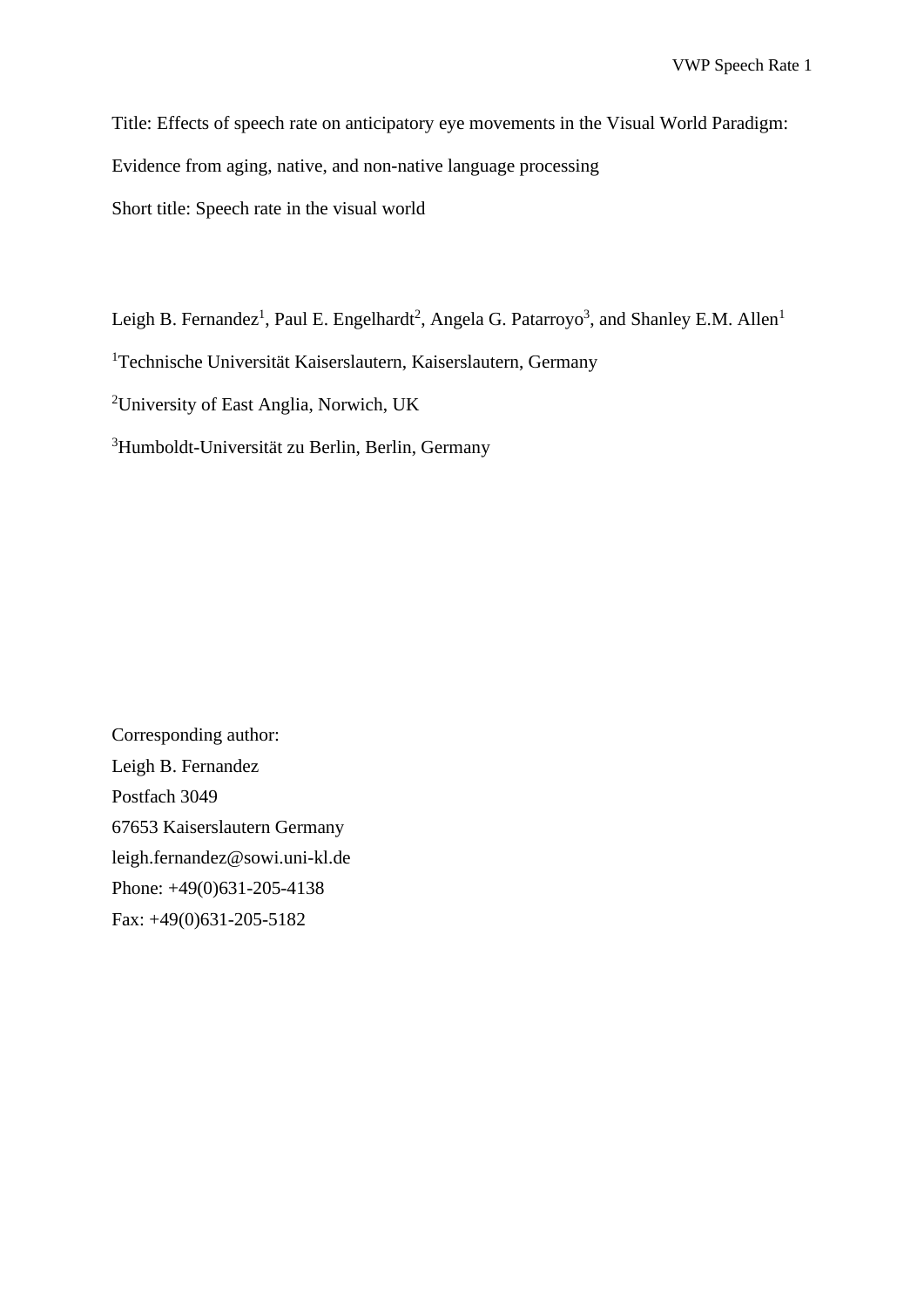Title: Effects of speech rate on anticipatory eye movements in the Visual World Paradigm: Evidence from aging, native, and non-native language processing

Short title: Speech rate in the visual world

Leigh B. Fernandez[1], Paul E. Engelhardt[2], Angela G. Patarroyo[3], and Shanley E.M. Allen[1]

[1]Technische Universität Kaiserslautern, Kaiserslautern, Germany

[2]University of East Anglia, Norwich, UK

[3]Humboldt-Universität zu Berlin, Berlin, Germany

Corresponding author:
Leigh B. Fernandez
Postfach 3049
67653 Kaiserslautern Germany
leigh.fernandez@sowi.uni-kl.de
Phone: +49(0)631-205-4138
Fax: +49(0)631-205-5182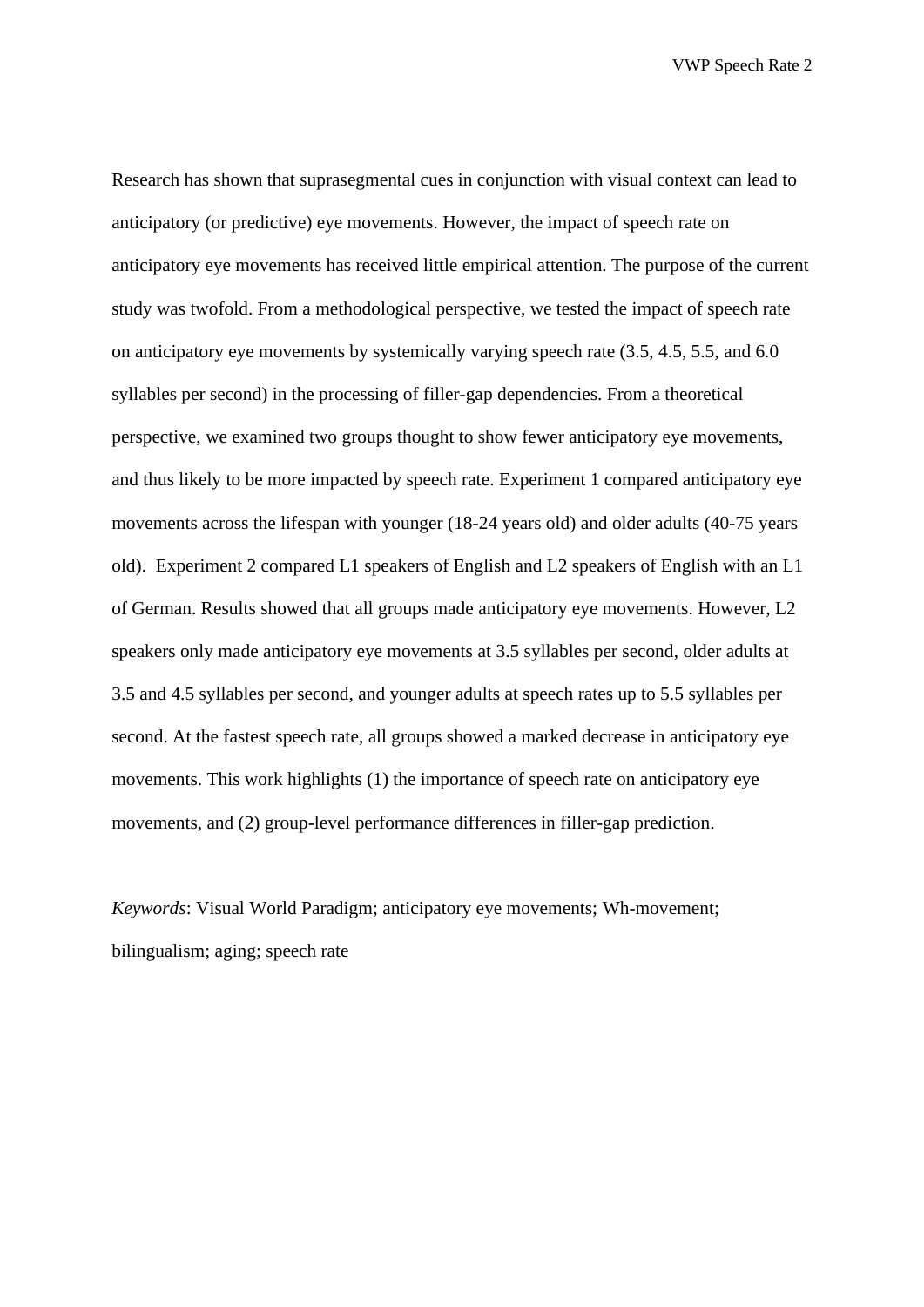Research has shown that suprasegmental cues in conjunction with visual context can lead to anticipatory (or predictive) eye movements. However, the impact of speech rate on anticipatory eye movements has received little empirical attention. The purpose of the current study was twofold. From a methodological perspective, we tested the impact of speech rate on anticipatory eye movements by systemically varying speech rate (3.5, 4.5, 5.5, and 6.0 syllables per second) in the processing of filler-gap dependencies. From a theoretical perspective, we examined two groups thought to show fewer anticipatory eye movements, and thus likely to be more impacted by speech rate. Experiment 1 compared anticipatory eye movements across the lifespan with younger (18-24 years old) and older adults (40-75 years old). Experiment 2 compared L1 speakers of English and L2 speakers of English with an L1 of German. Results showed that all groups made anticipatory eye movements. However, L2 speakers only made anticipatory eye movements at 3.5 syllables per second, older adults at 3.5 and 4.5 syllables per second, and younger adults at speech rates up to 5.5 syllables per second. At the fastest speech rate, all groups showed a marked decrease in anticipatory eye movements. This work highlights (1) the importance of speech rate on anticipatory eye movements, and (2) group-level performance differences in filler-gap prediction.

*Keywords*: Visual World Paradigm; anticipatory eye movements; Wh-movement; bilingualism; aging; speech rate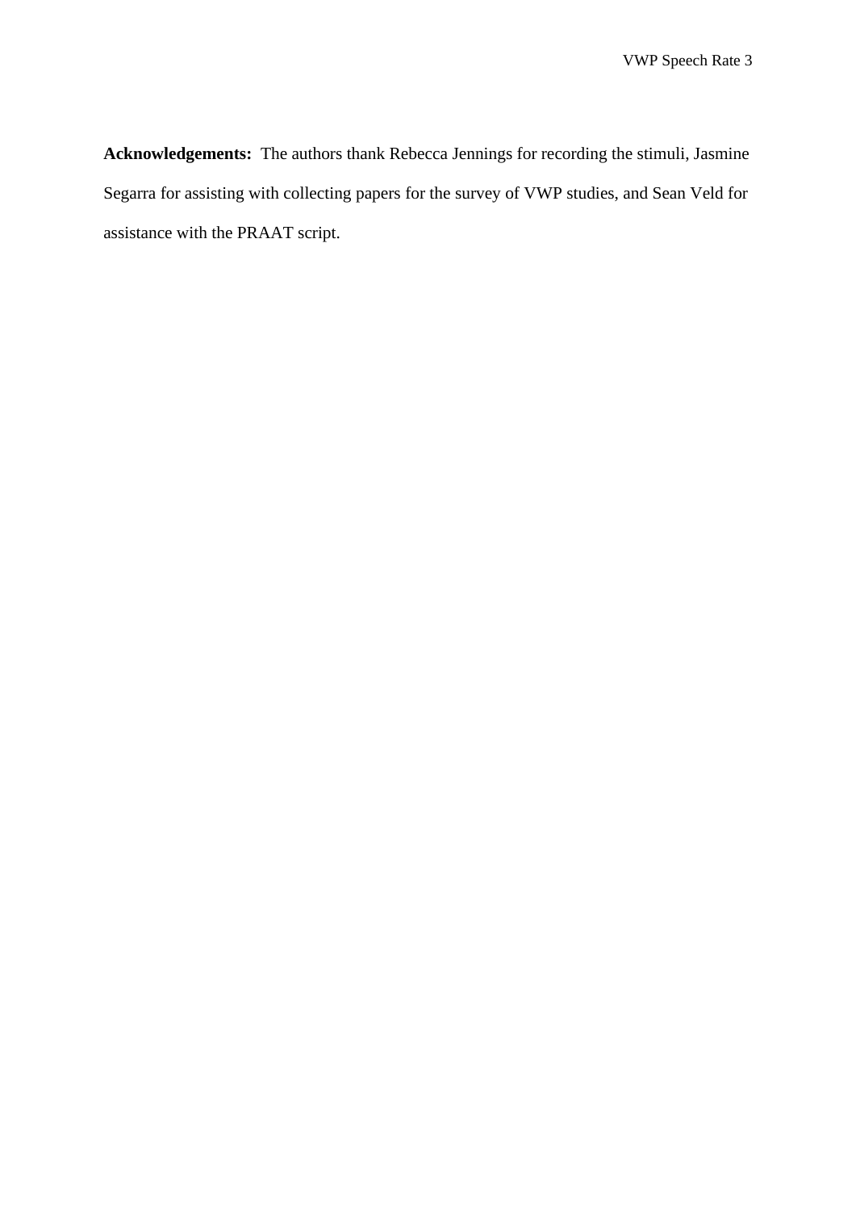**Acknowledgements:** The authors thank Rebecca Jennings for recording the stimuli, Jasmine Segarra for assisting with collecting papers for the survey of VWP studies, and Sean Veld for assistance with the PRAAT script.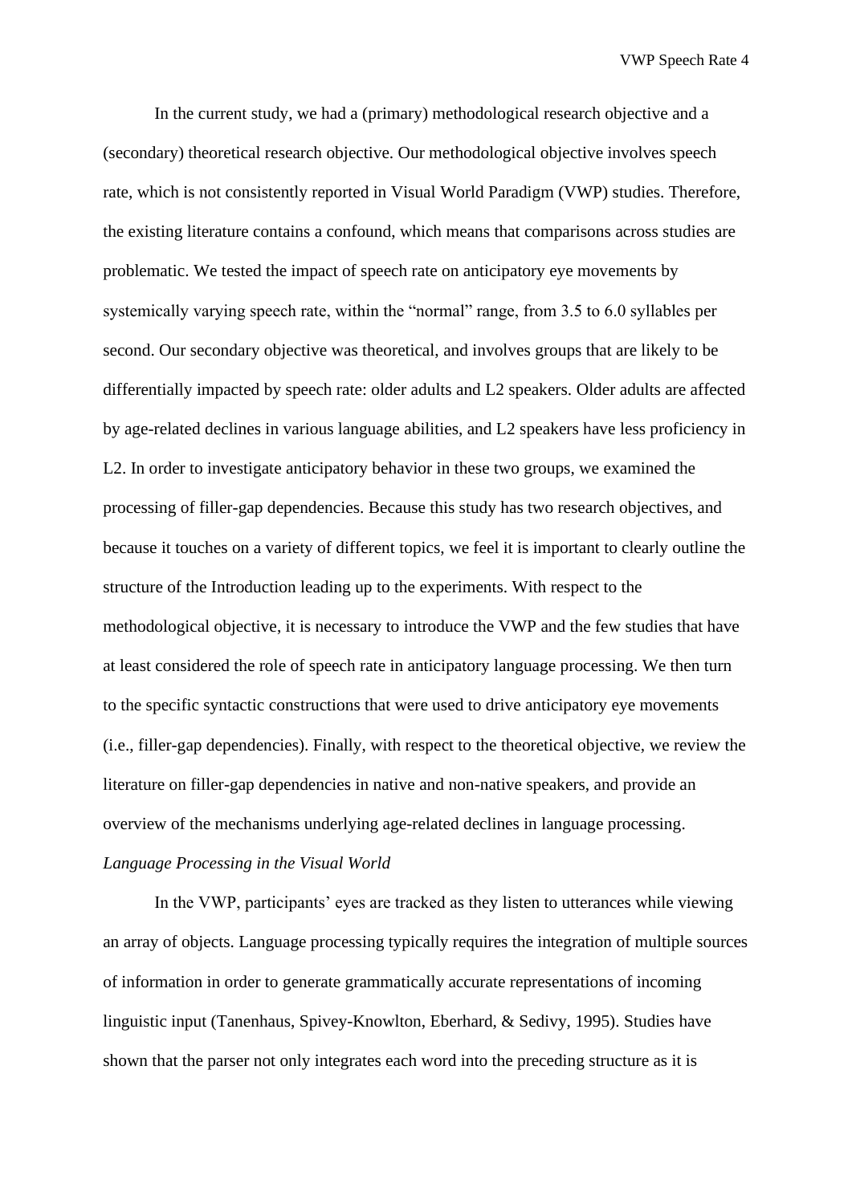In the current study, we had a (primary) methodological research objective and a (secondary) theoretical research objective. Our methodological objective involves speech rate, which is not consistently reported in Visual World Paradigm (VWP) studies. Therefore, the existing literature contains a confound, which means that comparisons across studies are problematic. We tested the impact of speech rate on anticipatory eye movements by systemically varying speech rate, within the "normal" range, from 3.5 to 6.0 syllables per second. Our secondary objective was theoretical, and involves groups that are likely to be differentially impacted by speech rate: older adults and L2 speakers. Older adults are affected by age-related declines in various language abilities, and L2 speakers have less proficiency in L2. In order to investigate anticipatory behavior in these two groups, we examined the processing of filler-gap dependencies. Because this study has two research objectives, and because it touches on a variety of different topics, we feel it is important to clearly outline the structure of the Introduction leading up to the experiments. With respect to the methodological objective, it is necessary to introduce the VWP and the few studies that have at least considered the role of speech rate in anticipatory language processing. We then turn to the specific syntactic constructions that were used to drive anticipatory eye movements (i.e., filler-gap dependencies). Finally, with respect to the theoretical objective, we review the literature on filler-gap dependencies in native and non-native speakers, and provide an overview of the mechanisms underlying age-related declines in language processing.

*Language Processing in the Visual World*

In the VWP, participants' eyes are tracked as they listen to utterances while viewing an array of objects. Language processing typically requires the integration of multiple sources of information in order to generate grammatically accurate representations of incoming linguistic input (Tanenhaus, Spivey-Knowlton, Eberhard, & Sedivy, 1995). Studies have shown that the parser not only integrates each word into the preceding structure as it is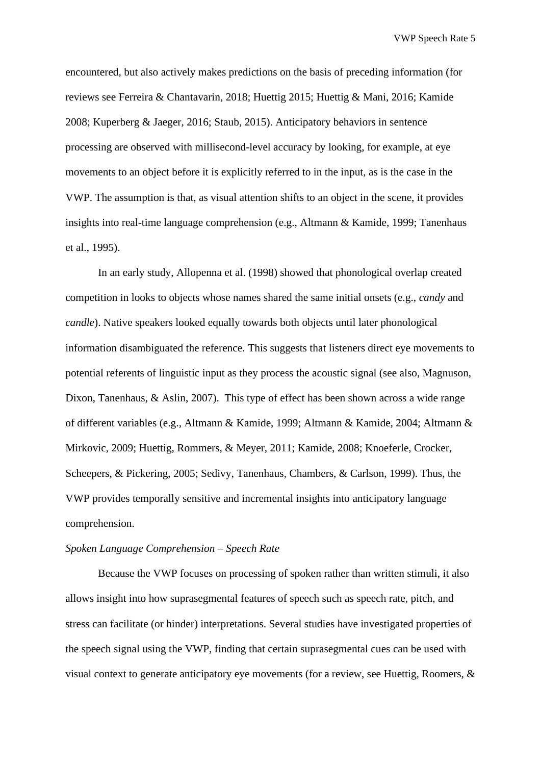encountered, but also actively makes predictions on the basis of preceding information (for reviews see Ferreira & Chantavarin, 2018; Huettig 2015; Huettig & Mani, 2016; Kamide 2008; Kuperberg & Jaeger, 2016; Staub, 2015). Anticipatory behaviors in sentence processing are observed with millisecond-level accuracy by looking, for example, at eye movements to an object before it is explicitly referred to in the input, as is the case in the VWP. The assumption is that, as visual attention shifts to an object in the scene, it provides insights into real-time language comprehension (e.g., Altmann & Kamide, 1999; Tanenhaus et al., 1995).

In an early study, Allopenna et al. (1998) showed that phonological overlap created competition in looks to objects whose names shared the same initial onsets (e.g., *candy* and *candle*). Native speakers looked equally towards both objects until later phonological information disambiguated the reference. This suggests that listeners direct eye movements to potential referents of linguistic input as they process the acoustic signal (see also, Magnuson, Dixon, Tanenhaus, & Aslin, 2007). This type of effect has been shown across a wide range of different variables (e.g., Altmann & Kamide, 1999; Altmann & Kamide, 2004; Altmann & Mirkovic, 2009; Huettig, Rommers, & Meyer, 2011; Kamide, 2008; Knoeferle, Crocker, Scheepers, & Pickering, 2005; Sedivy, Tanenhaus, Chambers, & Carlson, 1999). Thus, the VWP provides temporally sensitive and incremental insights into anticipatory language comprehension.

*Spoken Language Comprehension – Speech Rate*

Because the VWP focuses on processing of spoken rather than written stimuli, it also allows insight into how suprasegmental features of speech such as speech rate, pitch, and stress can facilitate (or hinder) interpretations. Several studies have investigated properties of the speech signal using the VWP, finding that certain suprasegmental cues can be used with visual context to generate anticipatory eye movements (for a review, see Huettig, Roomers, &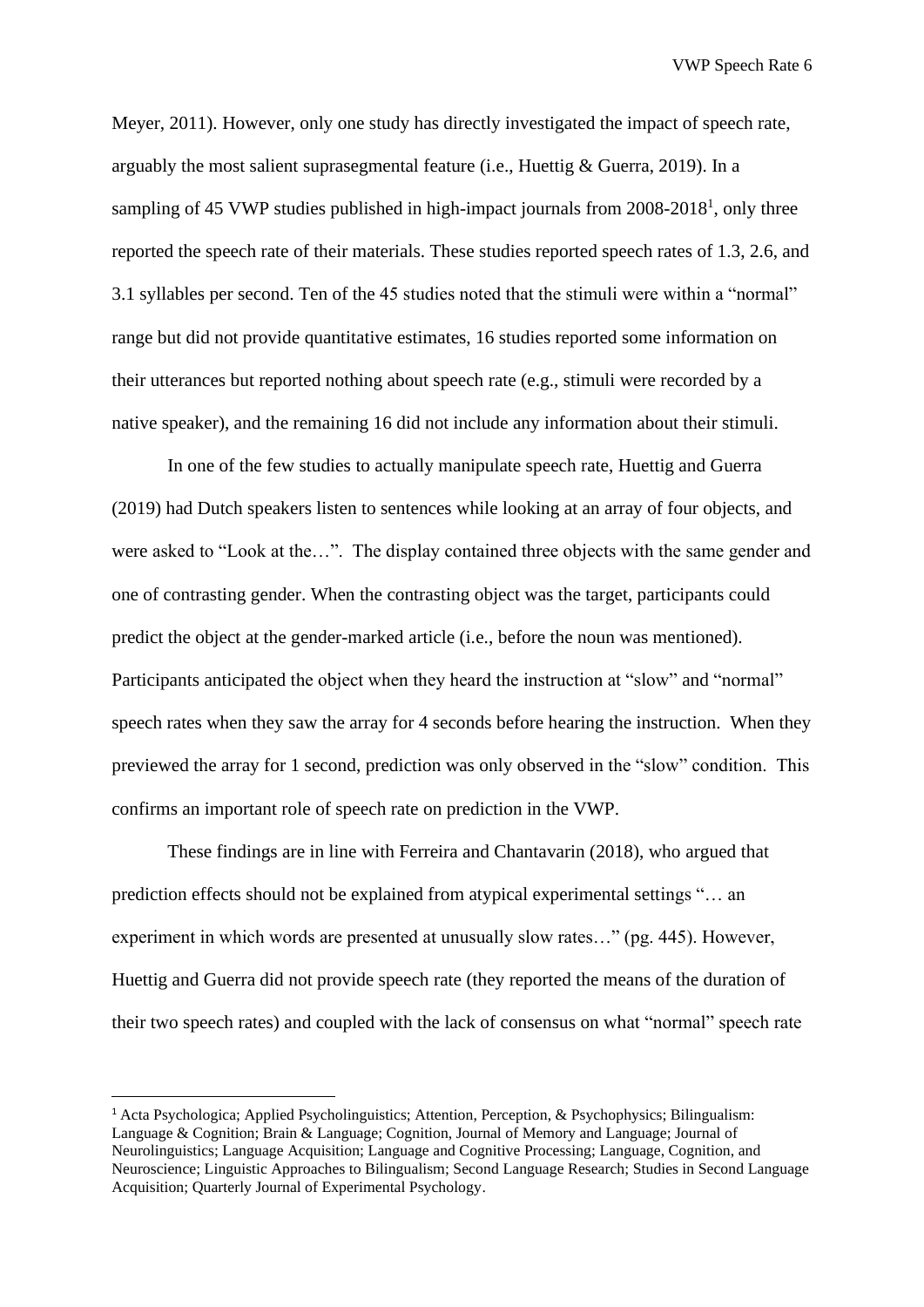Meyer, 2011). However, only one study has directly investigated the impact of speech rate, arguably the most salient suprasegmental feature (i.e., Huettig & Guerra, 2019). In a sampling of 45 VWP studies published in high-impact journals from 2008-2018[1], only three reported the speech rate of their materials. These studies reported speech rates of 1.3, 2.6, and 3.1 syllables per second. Ten of the 45 studies noted that the stimuli were within a "normal" range but did not provide quantitative estimates, 16 studies reported some information on their utterances but reported nothing about speech rate (e.g., stimuli were recorded by a native speaker), and the remaining 16 did not include any information about their stimuli.

In one of the few studies to actually manipulate speech rate, Huettig and Guerra (2019) had Dutch speakers listen to sentences while looking at an array of four objects, and were asked to "Look at the…". The display contained three objects with the same gender and one of contrasting gender. When the contrasting object was the target, participants could predict the object at the gender-marked article (i.e., before the noun was mentioned). Participants anticipated the object when they heard the instruction at "slow" and "normal" speech rates when they saw the array for 4 seconds before hearing the instruction. When they previewed the array for 1 second, prediction was only observed in the "slow" condition. This confirms an important role of speech rate on prediction in the VWP.

These findings are in line with Ferreira and Chantavarin (2018), who argued that prediction effects should not be explained from atypical experimental settings "… an experiment in which words are presented at unusually slow rates…" (pg. 445). However, Huettig and Guerra did not provide speech rate (they reported the means of the duration of their two speech rates) and coupled with the lack of consensus on what "normal" speech rate

---

[1] Acta Psychologica; Applied Psycholinguistics; Attention, Perception, & Psychophysics; Bilingualism: Language & Cognition; Brain & Language; Cognition, Journal of Memory and Language; Journal of Neurolinguistics; Language Acquisition; Language and Cognitive Processing; Language, Cognition, and Neuroscience; Linguistic Approaches to Bilingualism; Second Language Research; Studies in Second Language Acquisition; Quarterly Journal of Experimental Psychology.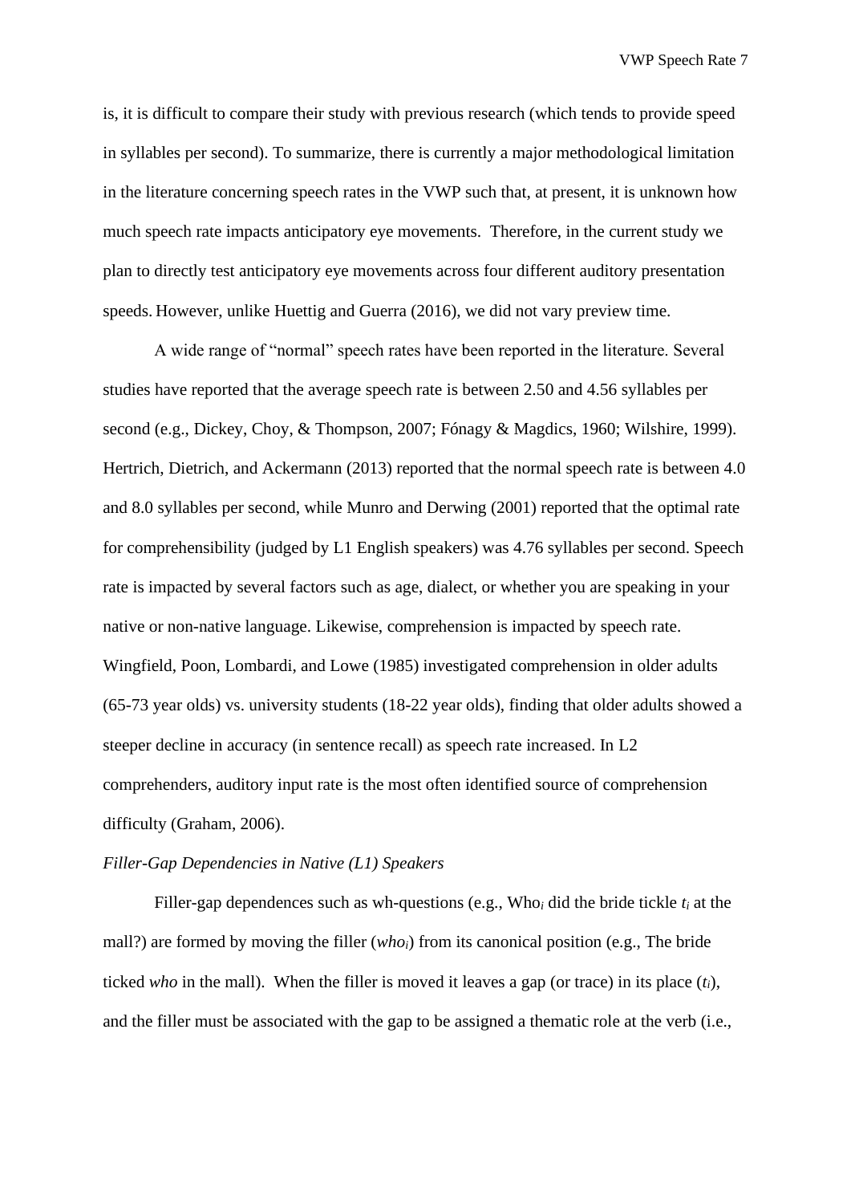is, it is difficult to compare their study with previous research (which tends to provide speed in syllables per second). To summarize, there is currently a major methodological limitation in the literature concerning speech rates in the VWP such that, at present, it is unknown how much speech rate impacts anticipatory eye movements. Therefore, in the current study we plan to directly test anticipatory eye movements across four different auditory presentation speeds. However, unlike Huettig and Guerra (2016), we did not vary preview time.

A wide range of "normal" speech rates have been reported in the literature. Several studies have reported that the average speech rate is between 2.50 and 4.56 syllables per second (e.g., Dickey, Choy, & Thompson, 2007; Fónagy & Magdics, 1960; Wilshire, 1999). Hertrich, Dietrich, and Ackermann (2013) reported that the normal speech rate is between 4.0 and 8.0 syllables per second, while Munro and Derwing (2001) reported that the optimal rate for comprehensibility (judged by L1 English speakers) was 4.76 syllables per second. Speech rate is impacted by several factors such as age, dialect, or whether you are speaking in your native or non-native language. Likewise, comprehension is impacted by speech rate. Wingfield, Poon, Lombardi, and Lowe (1985) investigated comprehension in older adults (65-73 year olds) vs. university students (18-22 year olds), finding that older adults showed a steeper decline in accuracy (in sentence recall) as speech rate increased. In L2 comprehenders, auditory input rate is the most often identified source of comprehension difficulty (Graham, 2006).

*Filler-Gap Dependencies in Native (L1) Speakers*

Filler-gap dependences such as wh-questions (e.g., Who$_i$ did the bride tickle $t_i$ at the mall?) are formed by moving the filler (*who$_i$*) from its canonical position (e.g., The bride ticked *who* in the mall). When the filler is moved it leaves a gap (or trace) in its place ($t_i$), and the filler must be associated with the gap to be assigned a thematic role at the verb (i.e.,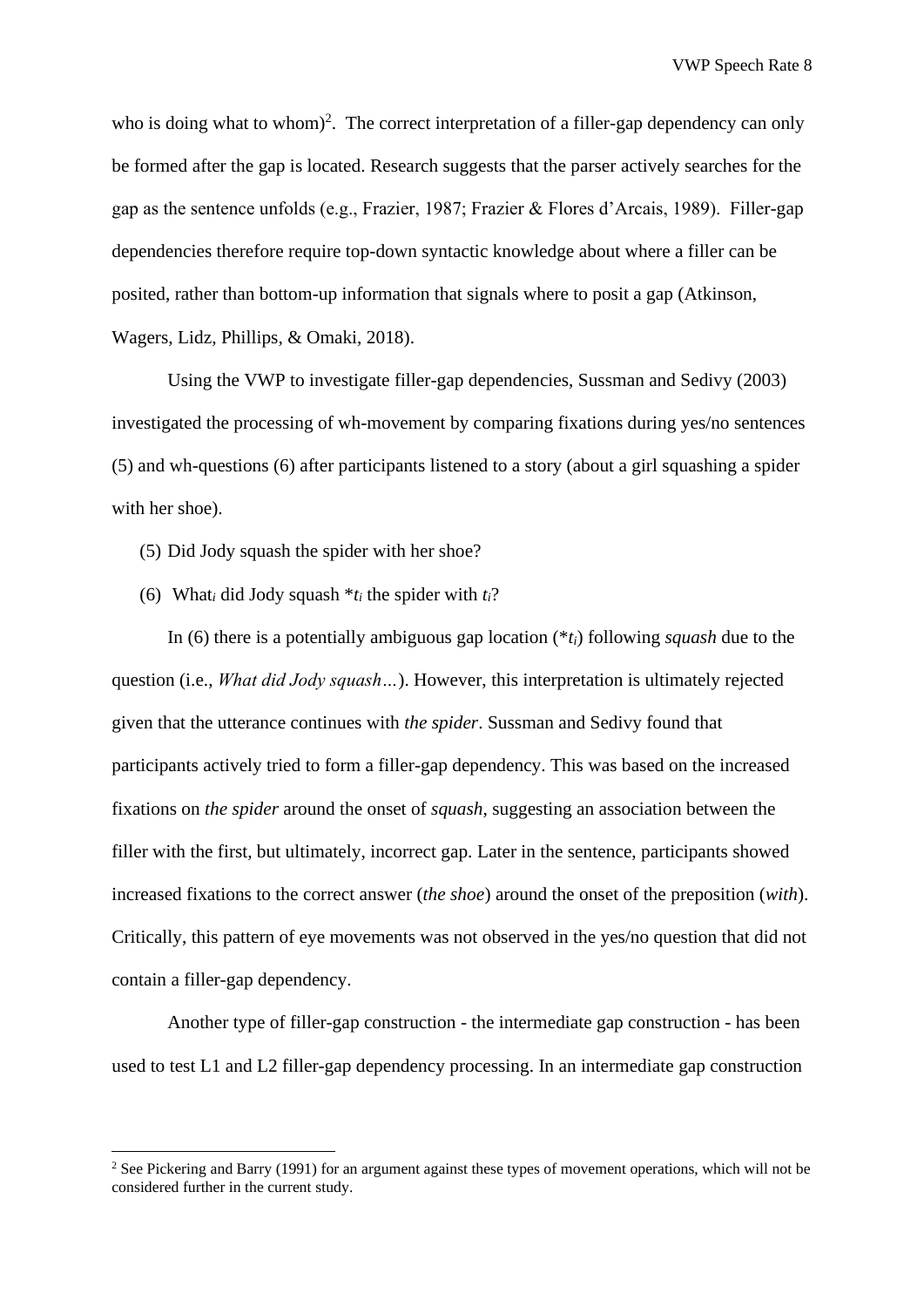who is doing what to whom)[2]. The correct interpretation of a filler-gap dependency can only be formed after the gap is located. Research suggests that the parser actively searches for the gap as the sentence unfolds (e.g., Frazier, 1987; Frazier & Flores d'Arcais, 1989). Filler-gap dependencies therefore require top-down syntactic knowledge about where a filler can be posited, rather than bottom-up information that signals where to posit a gap (Atkinson, Wagers, Lidz, Phillips, & Omaki, 2018).

Using the VWP to investigate filler-gap dependencies, Sussman and Sedivy (2003) investigated the processing of wh-movement by comparing fixations during yes/no sentences (5) and wh-questions (6) after participants listened to a story (about a girl squashing a spider with her shoe).

(5) Did Jody squash the spider with her shoe?

(6) What$_i$ did Jody squash *$t_i$ the spider with $t_i$?

In (6) there is a potentially ambiguous gap location (*$t_i$) following *squash* due to the question (i.e., *What did Jody squash…*). However, this interpretation is ultimately rejected given that the utterance continues with *the spider*. Sussman and Sedivy found that participants actively tried to form a filler-gap dependency. This was based on the increased fixations on *the spider* around the onset of *squash,* suggesting an association between the filler with the first, but ultimately, incorrect gap. Later in the sentence, participants showed increased fixations to the correct answer (*the shoe*) around the onset of the preposition (*with*). Critically, this pattern of eye movements was not observed in the yes/no question that did not contain a filler-gap dependency.

Another type of filler-gap construction - the intermediate gap construction - has been used to test L1 and L2 filler-gap dependency processing. In an intermediate gap construction

[2] See Pickering and Barry (1991) for an argument against these types of movement operations, which will not be considered further in the current study.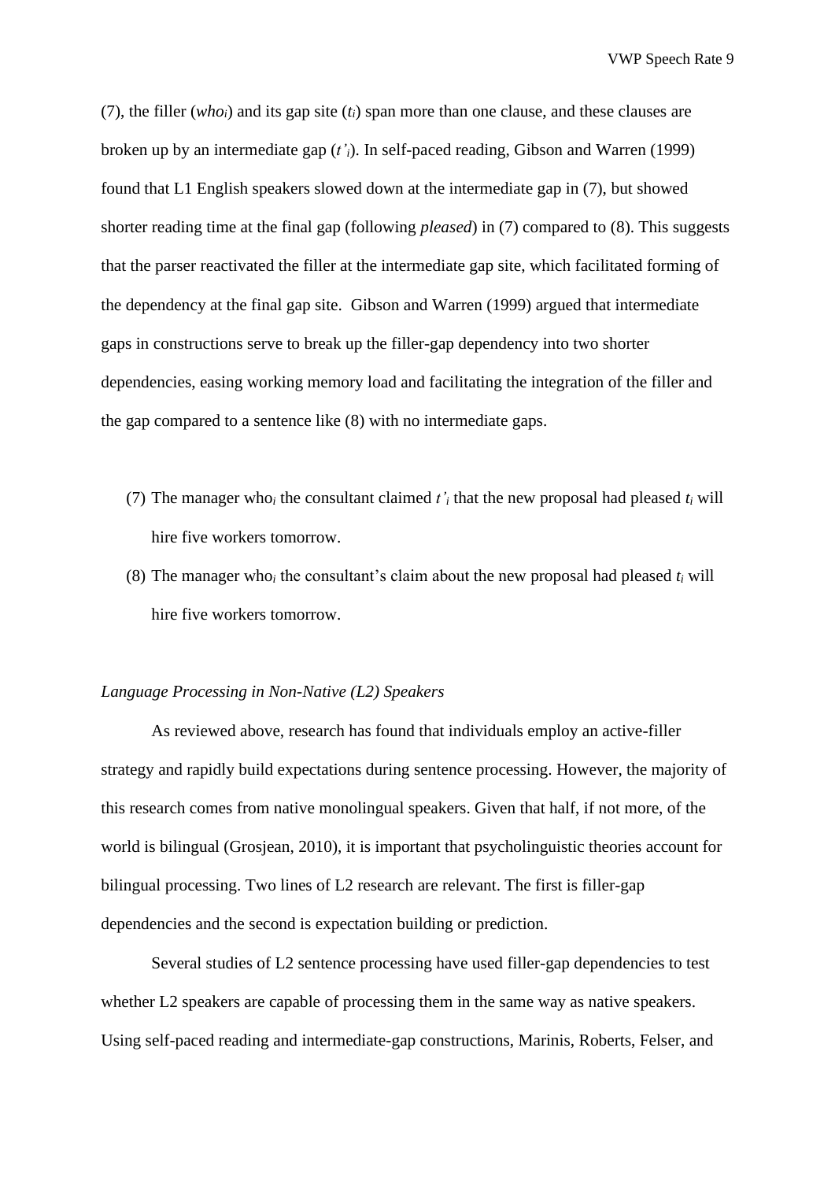(7), the filler (*who*$_i$) and its gap site ($t_i$) span more than one clause, and these clauses are broken up by an intermediate gap ($t'_i$). In self-paced reading, Gibson and Warren (1999) found that L1 English speakers slowed down at the intermediate gap in (7), but showed shorter reading time at the final gap (following *pleased*) in (7) compared to (8). This suggests that the parser reactivated the filler at the intermediate gap site, which facilitated forming of the dependency at the final gap site. Gibson and Warren (1999) argued that intermediate gaps in constructions serve to break up the filler-gap dependency into two shorter dependencies, easing working memory load and facilitating the integration of the filler and the gap compared to a sentence like (8) with no intermediate gaps.

(7) The manager who$_i$ the consultant claimed $t'_i$ that the new proposal had pleased $t_i$ will hire five workers tomorrow.

(8) The manager who$_i$ the consultant's claim about the new proposal had pleased $t_i$ will hire five workers tomorrow.

### *Language Processing in Non-Native (L2) Speakers*

As reviewed above, research has found that individuals employ an active-filler strategy and rapidly build expectations during sentence processing. However, the majority of this research comes from native monolingual speakers. Given that half, if not more, of the world is bilingual (Grosjean, 2010), it is important that psycholinguistic theories account for bilingual processing. Two lines of L2 research are relevant. The first is filler-gap dependencies and the second is expectation building or prediction.

Several studies of L2 sentence processing have used filler-gap dependencies to test whether L2 speakers are capable of processing them in the same way as native speakers. Using self-paced reading and intermediate-gap constructions, Marinis, Roberts, Felser, and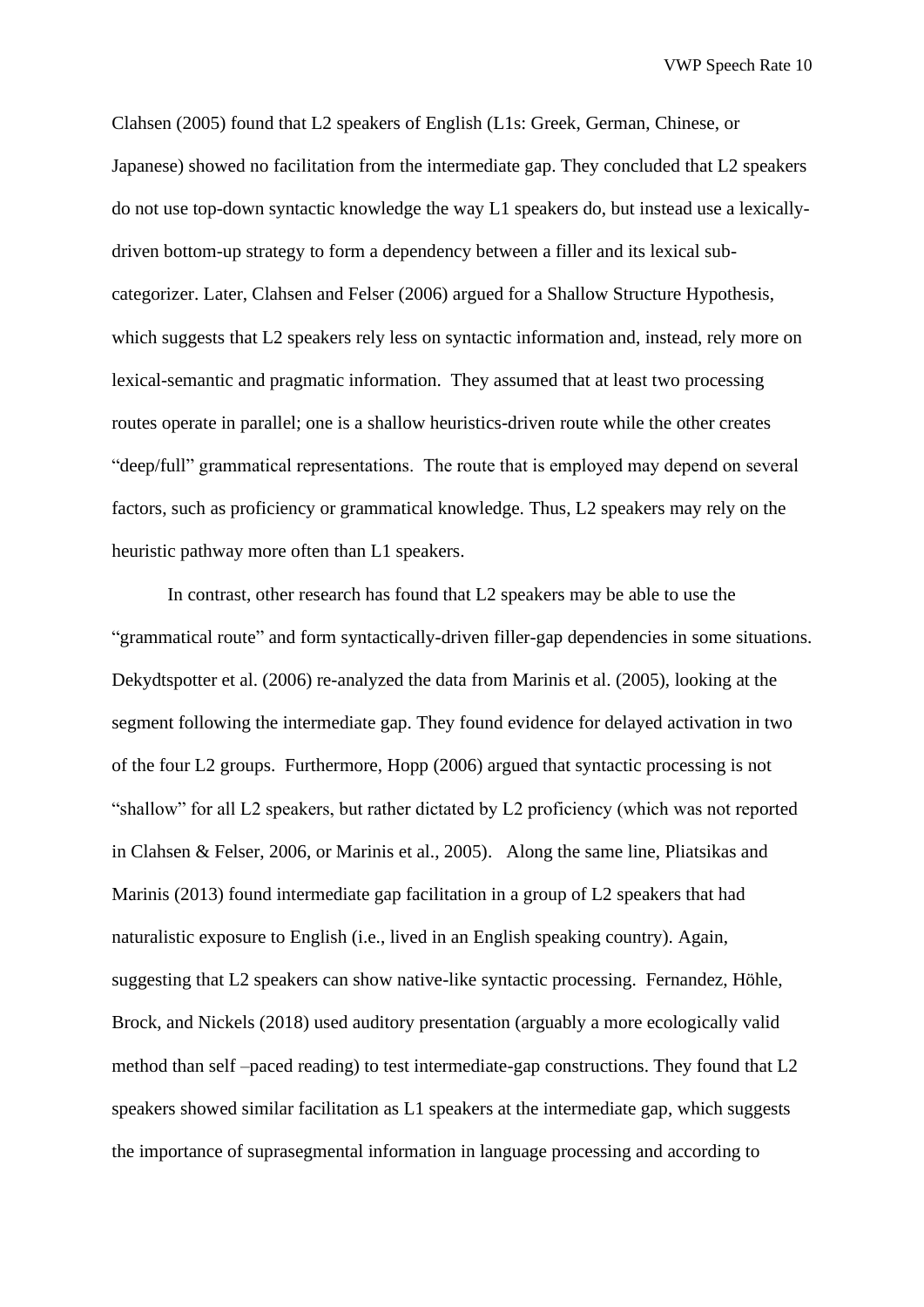Clahsen (2005) found that L2 speakers of English (L1s: Greek, German, Chinese, or Japanese) showed no facilitation from the intermediate gap. They concluded that L2 speakers do not use top-down syntactic knowledge the way L1 speakers do, but instead use a lexically-driven bottom-up strategy to form a dependency between a filler and its lexical sub-categorizer. Later, Clahsen and Felser (2006) argued for a Shallow Structure Hypothesis, which suggests that L2 speakers rely less on syntactic information and, instead, rely more on lexical-semantic and pragmatic information. They assumed that at least two processing routes operate in parallel; one is a shallow heuristics-driven route while the other creates "deep/full" grammatical representations. The route that is employed may depend on several factors, such as proficiency or grammatical knowledge. Thus, L2 speakers may rely on the heuristic pathway more often than L1 speakers.

In contrast, other research has found that L2 speakers may be able to use the "grammatical route" and form syntactically-driven filler-gap dependencies in some situations. Dekydtspotter et al. (2006) re-analyzed the data from Marinis et al. (2005), looking at the segment following the intermediate gap. They found evidence for delayed activation in two of the four L2 groups. Furthermore, Hopp (2006) argued that syntactic processing is not "shallow" for all L2 speakers, but rather dictated by L2 proficiency (which was not reported in Clahsen & Felser, 2006, or Marinis et al., 2005). Along the same line, Pliatsikas and Marinis (2013) found intermediate gap facilitation in a group of L2 speakers that had naturalistic exposure to English (i.e., lived in an English speaking country). Again, suggesting that L2 speakers can show native-like syntactic processing. Fernandez, Höhle, Brock, and Nickels (2018) used auditory presentation (arguably a more ecologically valid method than self –paced reading) to test intermediate-gap constructions. They found that L2 speakers showed similar facilitation as L1 speakers at the intermediate gap, which suggests the importance of suprasegmental information in language processing and according to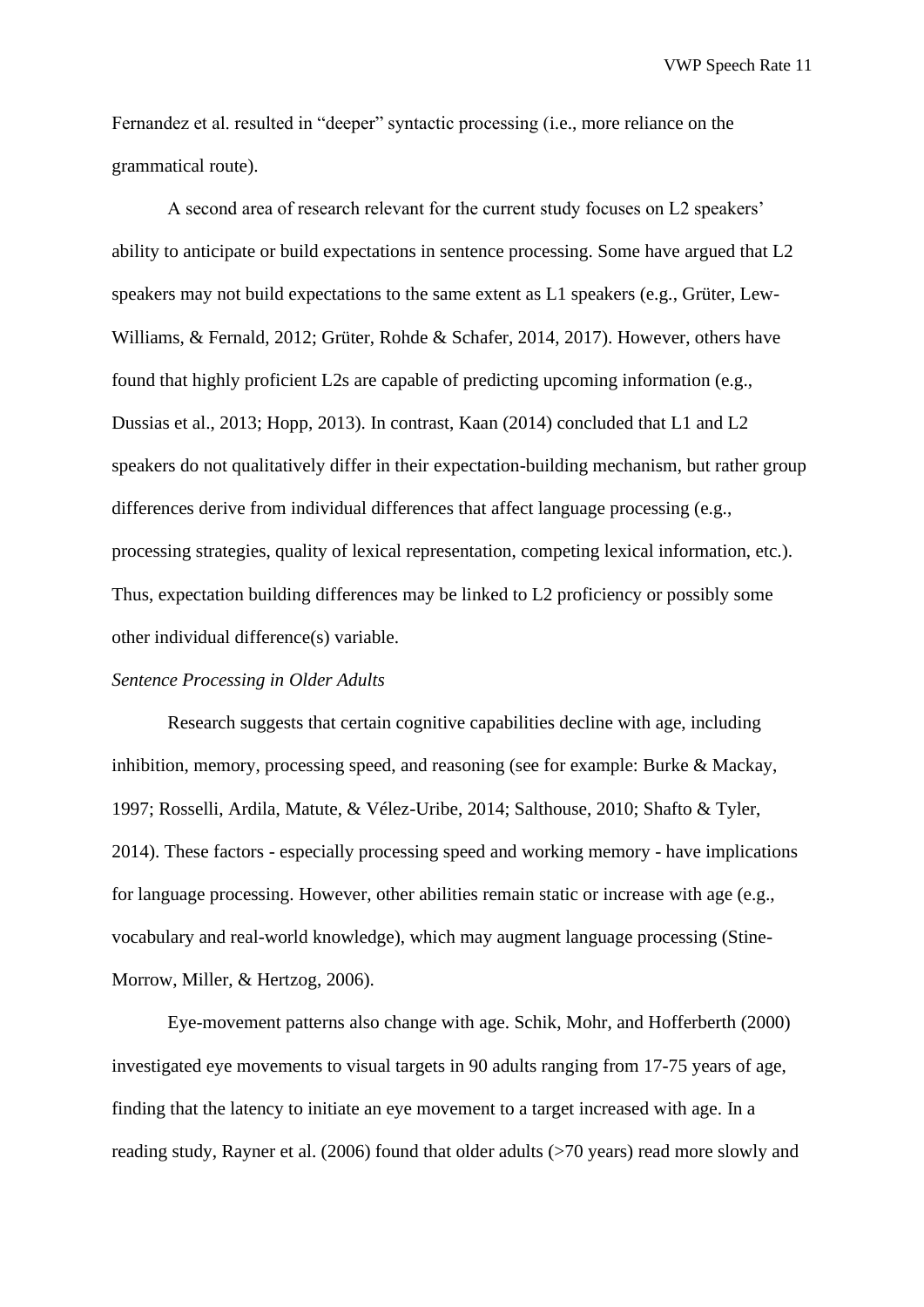Fernandez et al. resulted in "deeper" syntactic processing (i.e., more reliance on the grammatical route).

A second area of research relevant for the current study focuses on L2 speakers' ability to anticipate or build expectations in sentence processing. Some have argued that L2 speakers may not build expectations to the same extent as L1 speakers (e.g., Grüter, Lew-Williams, & Fernald, 2012; Grüter, Rohde & Schafer, 2014, 2017). However, others have found that highly proficient L2s are capable of predicting upcoming information (e.g., Dussias et al., 2013; Hopp, 2013). In contrast, Kaan (2014) concluded that L1 and L2 speakers do not qualitatively differ in their expectation-building mechanism, but rather group differences derive from individual differences that affect language processing (e.g., processing strategies, quality of lexical representation, competing lexical information, etc.). Thus, expectation building differences may be linked to L2 proficiency or possibly some other individual difference(s) variable.

*Sentence Processing in Older Adults*

Research suggests that certain cognitive capabilities decline with age, including inhibition, memory, processing speed, and reasoning (see for example: Burke & Mackay, 1997; Rosselli, Ardila, Matute, & Vélez-Uribe, 2014; Salthouse, 2010; Shafto & Tyler, 2014). These factors - especially processing speed and working memory - have implications for language processing. However, other abilities remain static or increase with age (e.g., vocabulary and real-world knowledge), which may augment language processing (Stine-Morrow, Miller, & Hertzog, 2006).

Eye-movement patterns also change with age. Schik, Mohr, and Hofferberth (2000) investigated eye movements to visual targets in 90 adults ranging from 17-75 years of age, finding that the latency to initiate an eye movement to a target increased with age. In a reading study, Rayner et al. (2006) found that older adults (>70 years) read more slowly and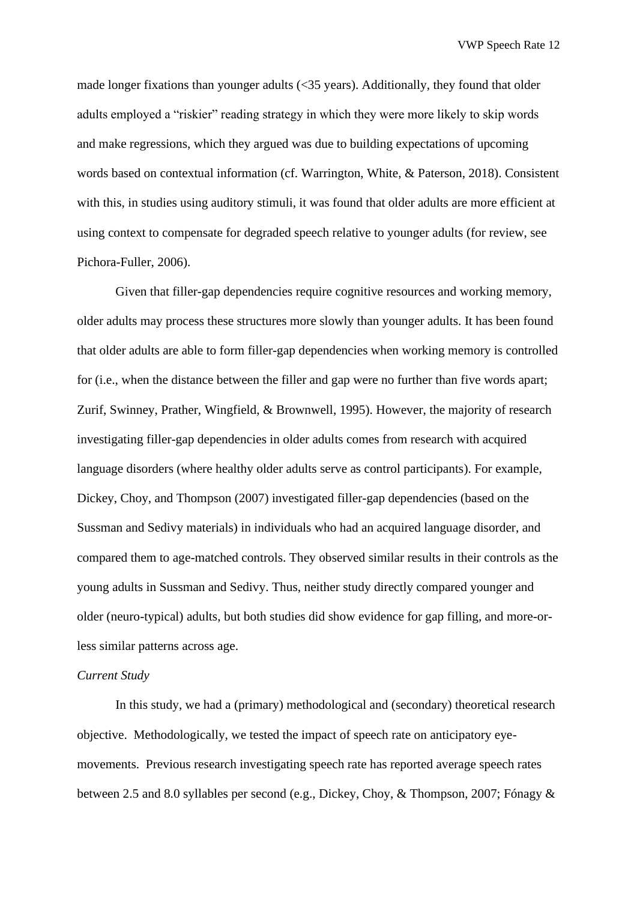made longer fixations than younger adults (<35 years). Additionally, they found that older adults employed a "riskier" reading strategy in which they were more likely to skip words and make regressions, which they argued was due to building expectations of upcoming words based on contextual information (cf. Warrington, White, & Paterson, 2018). Consistent with this, in studies using auditory stimuli, it was found that older adults are more efficient at using context to compensate for degraded speech relative to younger adults (for review, see Pichora-Fuller, 2006).

Given that filler-gap dependencies require cognitive resources and working memory, older adults may process these structures more slowly than younger adults. It has been found that older adults are able to form filler-gap dependencies when working memory is controlled for (i.e., when the distance between the filler and gap were no further than five words apart; Zurif, Swinney, Prather, Wingfield, & Brownwell, 1995). However, the majority of research investigating filler-gap dependencies in older adults comes from research with acquired language disorders (where healthy older adults serve as control participants). For example, Dickey, Choy, and Thompson (2007) investigated filler-gap dependencies (based on the Sussman and Sedivy materials) in individuals who had an acquired language disorder, and compared them to age-matched controls. They observed similar results in their controls as the young adults in Sussman and Sedivy. Thus, neither study directly compared younger and older (neuro-typical) adults, but both studies did show evidence for gap filling, and more-or-less similar patterns across age.

*Current Study*

In this study, we had a (primary) methodological and (secondary) theoretical research objective. Methodologically, we tested the impact of speech rate on anticipatory eye-movements. Previous research investigating speech rate has reported average speech rates between 2.5 and 8.0 syllables per second (e.g., Dickey, Choy, & Thompson, 2007; Fónagy &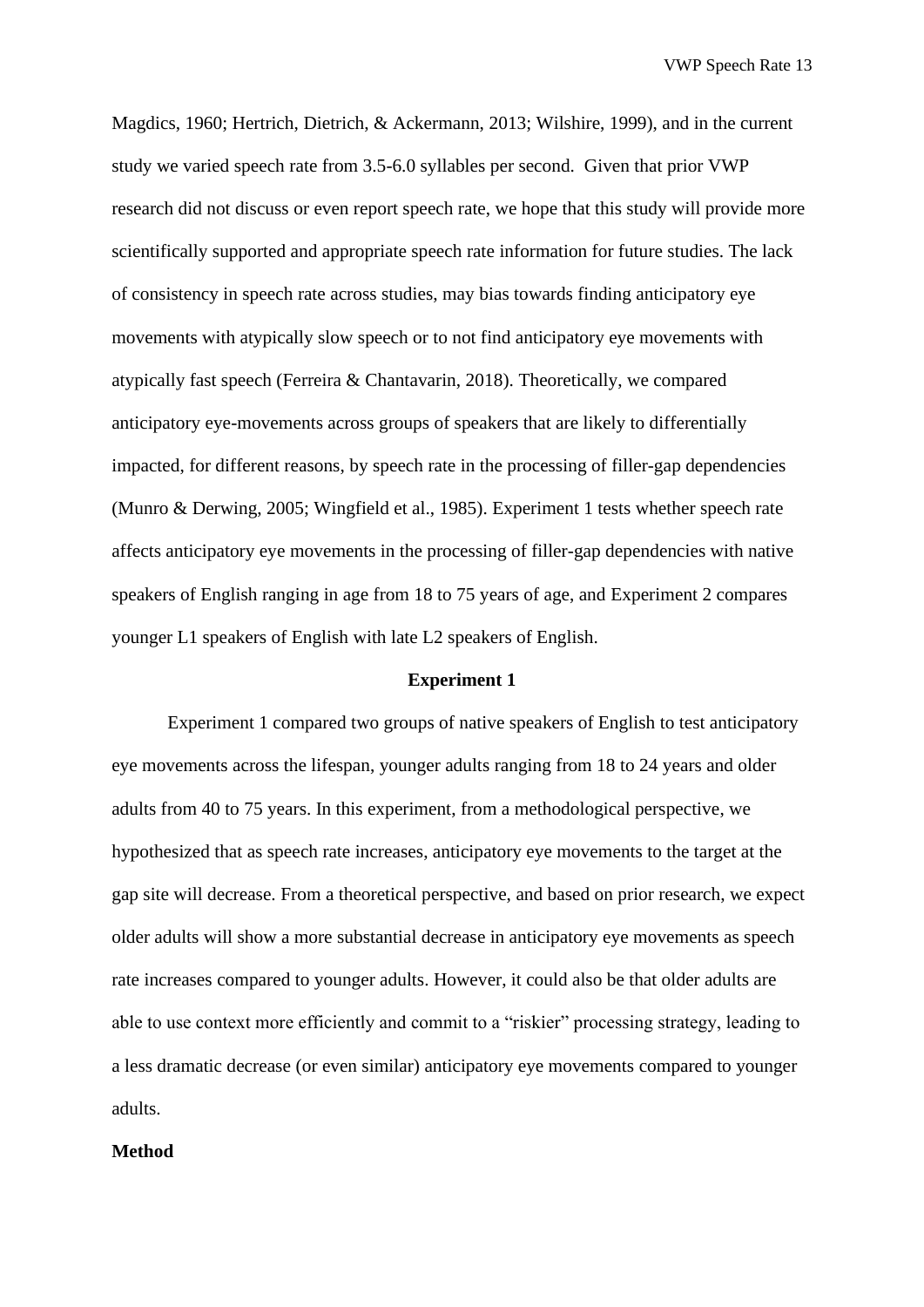Magdics, 1960; Hertrich, Dietrich, & Ackermann, 2013; Wilshire, 1999), and in the current study we varied speech rate from 3.5-6.0 syllables per second. Given that prior VWP research did not discuss or even report speech rate, we hope that this study will provide more scientifically supported and appropriate speech rate information for future studies. The lack of consistency in speech rate across studies, may bias towards finding anticipatory eye movements with atypically slow speech or to not find anticipatory eye movements with atypically fast speech (Ferreira & Chantavarin, 2018). Theoretically, we compared anticipatory eye-movements across groups of speakers that are likely to differentially impacted, for different reasons, by speech rate in the processing of filler-gap dependencies (Munro & Derwing, 2005; Wingfield et al., 1985). Experiment 1 tests whether speech rate affects anticipatory eye movements in the processing of filler-gap dependencies with native speakers of English ranging in age from 18 to 75 years of age, and Experiment 2 compares younger L1 speakers of English with late L2 speakers of English.

## Experiment 1

Experiment 1 compared two groups of native speakers of English to test anticipatory eye movements across the lifespan, younger adults ranging from 18 to 24 years and older adults from 40 to 75 years. In this experiment, from a methodological perspective, we hypothesized that as speech rate increases, anticipatory eye movements to the target at the gap site will decrease. From a theoretical perspective, and based on prior research, we expect older adults will show a more substantial decrease in anticipatory eye movements as speech rate increases compared to younger adults. However, it could also be that older adults are able to use context more efficiently and commit to a "riskier" processing strategy, leading to a less dramatic decrease (or even similar) anticipatory eye movements compared to younger adults.

### Method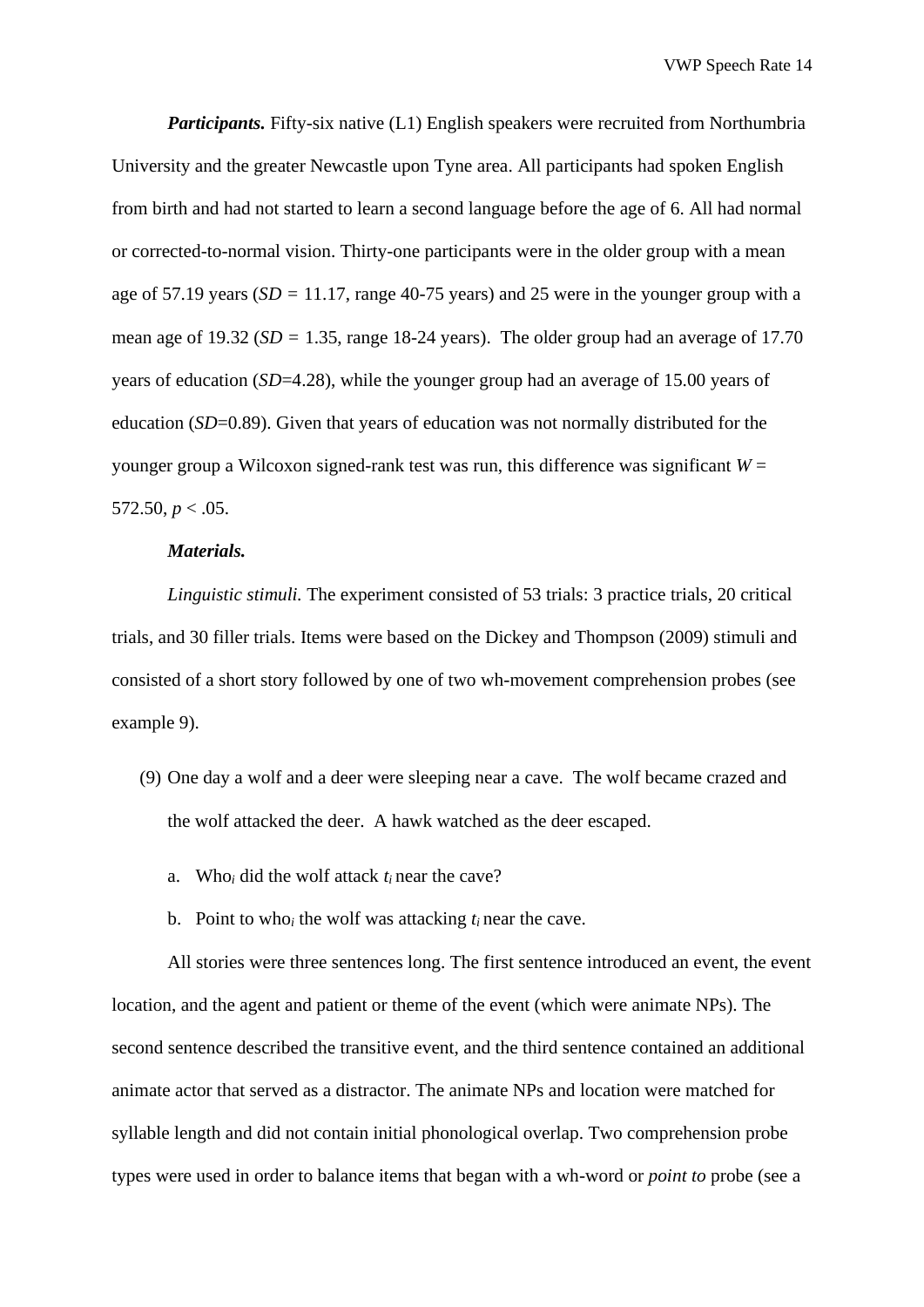***Participants.*** Fifty-six native (L1) English speakers were recruited from Northumbria University and the greater Newcastle upon Tyne area. All participants had spoken English from birth and had not started to learn a second language before the age of 6. All had normal or corrected-to-normal vision. Thirty-one participants were in the older group with a mean age of 57.19 years ($SD$ = 11.17, range 40-75 years) and 25 were in the younger group with a mean age of 19.32 ($SD$ = 1.35, range 18-24 years). The older group had an average of 17.70 years of education ($SD$=4.28), while the younger group had an average of 15.00 years of education ($SD$=0.89). Given that years of education was not normally distributed for the younger group a Wilcoxon signed-rank test was run, this difference was significant $W$ = 572.50, $p < .05$.

***Materials.***

*Linguistic stimuli.* The experiment consisted of 53 trials: 3 practice trials, 20 critical trials, and 30 filler trials. Items were based on the Dickey and Thompson (2009) stimuli and consisted of a short story followed by one of two wh-movement comprehension probes (see example 9).

(9) One day a wolf and a deer were sleeping near a cave. The wolf became crazed and the wolf attacked the deer. A hawk watched as the deer escaped.

a. Who$_i$ did the wolf attack $t_i$ near the cave?

b. Point to who$_i$ the wolf was attacking $t_i$ near the cave.

All stories were three sentences long. The first sentence introduced an event, the event location, and the agent and patient or theme of the event (which were animate NPs). The second sentence described the transitive event, and the third sentence contained an additional animate actor that served as a distractor. The animate NPs and location were matched for syllable length and did not contain initial phonological overlap. Two comprehension probe types were used in order to balance items that began with a wh-word or *point to* probe (see a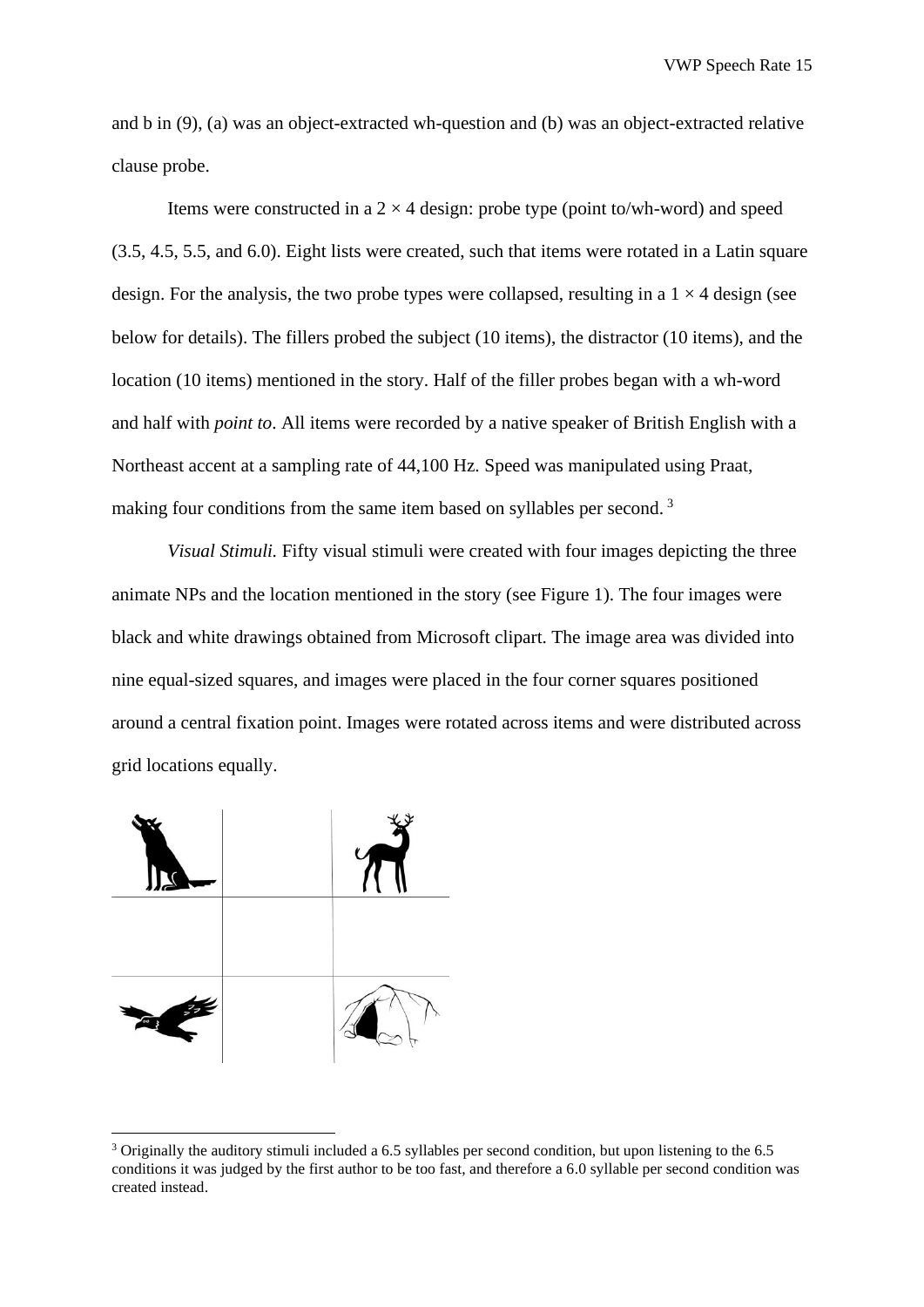and b in (9), (a) was an object-extracted wh-question and (b) was an object-extracted relative clause probe.

Items were constructed in a $2 \times 4$ design: probe type (point to/wh-word) and speed (3.5, 4.5, 5.5, and 6.0). Eight lists were created, such that items were rotated in a Latin square design. For the analysis, the two probe types were collapsed, resulting in a $1 \times 4$ design (see below for details). The fillers probed the subject (10 items), the distractor (10 items), and the location (10 items) mentioned in the story. Half of the filler probes began with a wh-word and half with *point to*. All items were recorded by a native speaker of British English with a Northeast accent at a sampling rate of 44,100 Hz. Speed was manipulated using Praat, making four conditions from the same item based on syllables per second. [3]

*Visual Stimuli.* Fifty visual stimuli were created with four images depicting the three animate NPs and the location mentioned in the story (see Figure 1). The four images were black and white drawings obtained from Microsoft clipart. The image area was divided into nine equal-sized squares, and images were placed in the four corner squares positioned around a central fixation point. Images were rotated across items and were distributed across grid locations equally.

[3] Originally the auditory stimuli included a 6.5 syllables per second condition, but upon listening to the 6.5 conditions it was judged by the first author to be too fast, and therefore a 6.0 syllable per second condition was created instead.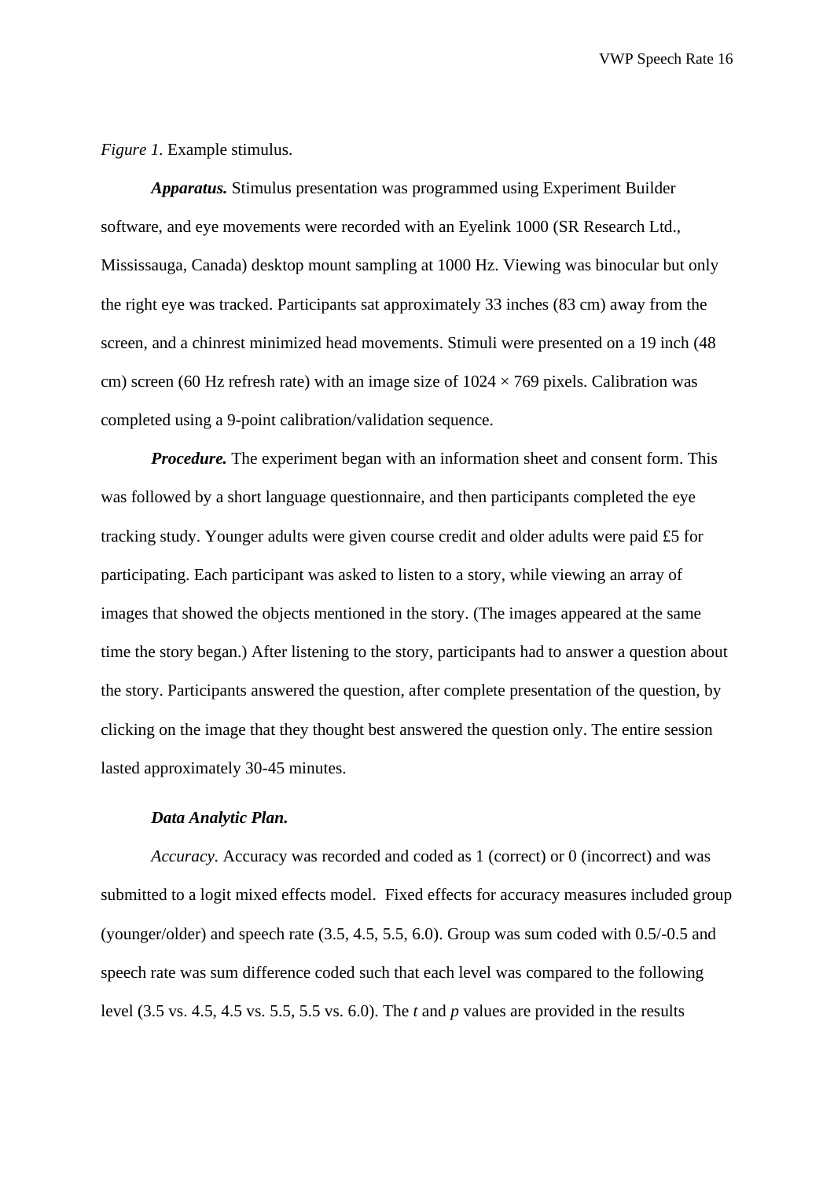*Figure 1.* Example stimulus.

***Apparatus.*** Stimulus presentation was programmed using Experiment Builder software, and eye movements were recorded with an Eyelink 1000 (SR Research Ltd., Mississauga, Canada) desktop mount sampling at 1000 Hz. Viewing was binocular but only the right eye was tracked. Participants sat approximately 33 inches (83 cm) away from the screen, and a chinrest minimized head movements. Stimuli were presented on a 19 inch (48 cm) screen (60 Hz refresh rate) with an image size of 1024 × 769 pixels. Calibration was completed using a 9-point calibration/validation sequence.

***Procedure.*** The experiment began with an information sheet and consent form. This was followed by a short language questionnaire, and then participants completed the eye tracking study. Younger adults were given course credit and older adults were paid £5 for participating. Each participant was asked to listen to a story, while viewing an array of images that showed the objects mentioned in the story. (The images appeared at the same time the story began.) After listening to the story, participants had to answer a question about the story. Participants answered the question, after complete presentation of the question, by clicking on the image that they thought best answered the question only. The entire session lasted approximately 30-45 minutes.

***Data Analytic Plan.***

*Accuracy.* Accuracy was recorded and coded as 1 (correct) or 0 (incorrect) and was submitted to a logit mixed effects model. Fixed effects for accuracy measures included group (younger/older) and speech rate (3.5, 4.5, 5.5, 6.0). Group was sum coded with 0.5/-0.5 and speech rate was sum difference coded such that each level was compared to the following level (3.5 vs. 4.5, 4.5 vs. 5.5, 5.5 vs. 6.0). The *t* and *p* values are provided in the results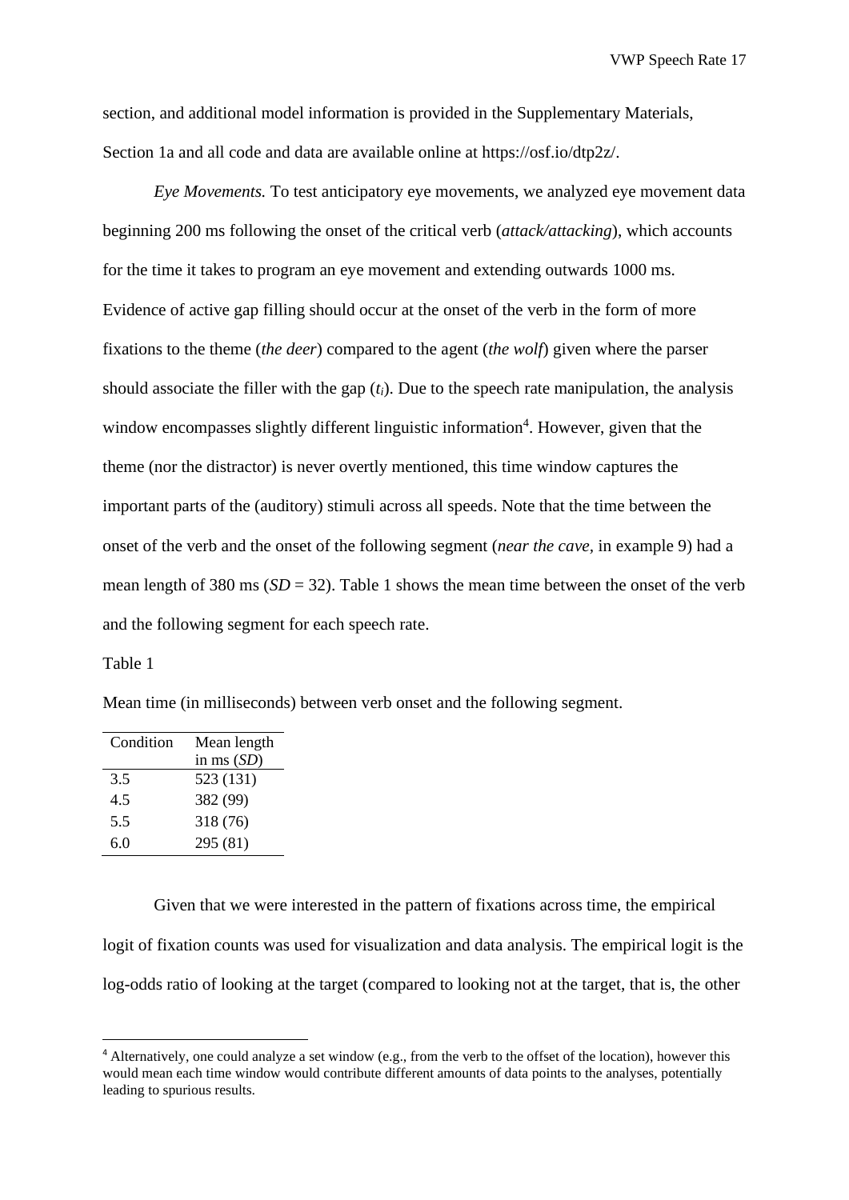section, and additional model information is provided in the Supplementary Materials, Section 1a and all code and data are available online at https://osf.io/dtp2z/.

*Eye Movements.* To test anticipatory eye movements, we analyzed eye movement data beginning 200 ms following the onset of the critical verb (*attack/attacking*), which accounts for the time it takes to program an eye movement and extending outwards 1000 ms. Evidence of active gap filling should occur at the onset of the verb in the form of more fixations to the theme (*the deer*) compared to the agent (*the wolf*) given where the parser should associate the filler with the gap ($t_i$). Due to the speech rate manipulation, the analysis window encompasses slightly different linguistic information[4]. However, given that the theme (nor the distractor) is never overtly mentioned, this time window captures the important parts of the (auditory) stimuli across all speeds. Note that the time between the onset of the verb and the onset of the following segment (*near the cave*, in example 9) had a mean length of 380 ms (*SD* = 32). Table 1 shows the mean time between the onset of the verb and the following segment for each speech rate.

Table 1

Mean time (in milliseconds) between verb onset and the following segment.

| Condition | Mean length in ms (*SD*) |
|---|---|
| 3.5 | 523 (131) |
| 4.5 | 382 (99) |
| 5.5 | 318 (76) |
| 6.0 | 295 (81) |

Given that we were interested in the pattern of fixations across time, the empirical logit of fixation counts was used for visualization and data analysis. The empirical logit is the log-odds ratio of looking at the target (compared to looking not at the target, that is, the other

[4] Alternatively, one could analyze a set window (e.g., from the verb to the offset of the location), however this would mean each time window would contribute different amounts of data points to the analyses, potentially leading to spurious results.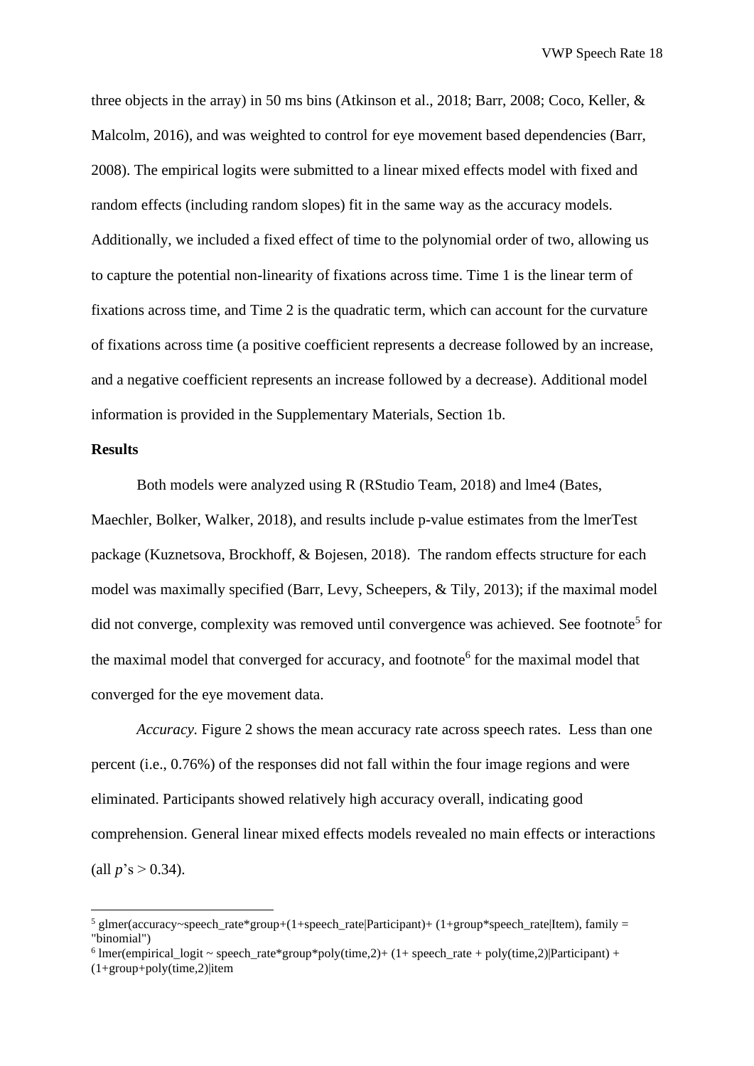three objects in the array) in 50 ms bins (Atkinson et al., 2018; Barr, 2008; Coco, Keller, & Malcolm, 2016), and was weighted to control for eye movement based dependencies (Barr, 2008). The empirical logits were submitted to a linear mixed effects model with fixed and random effects (including random slopes) fit in the same way as the accuracy models. Additionally, we included a fixed effect of time to the polynomial order of two, allowing us to capture the potential non-linearity of fixations across time. Time 1 is the linear term of fixations across time, and Time 2 is the quadratic term, which can account for the curvature of fixations across time (a positive coefficient represents a decrease followed by an increase, and a negative coefficient represents an increase followed by a decrease). Additional model information is provided in the Supplementary Materials, Section 1b.

**Results**

Both models were analyzed using R (RStudio Team, 2018) and lme4 (Bates, Maechler, Bolker, Walker, 2018), and results include p-value estimates from the lmerTest package (Kuznetsova, Brockhoff, & Bojesen, 2018). The random effects structure for each model was maximally specified (Barr, Levy, Scheepers, & Tily, 2013); if the maximal model did not converge, complexity was removed until convergence was achieved. See footnote[5] for the maximal model that converged for accuracy, and footnote[6] for the maximal model that converged for the eye movement data.

*Accuracy.* Figure 2 shows the mean accuracy rate across speech rates. Less than one percent (i.e., 0.76%) of the responses did not fall within the four image regions and were eliminated. Participants showed relatively high accuracy overall, indicating good comprehension. General linear mixed effects models revealed no main effects or interactions (all $p$'s > 0.34).

---

[5] glmer(accuracy~speech_rate*group+(1+speech_rate|Participant)+ (1+group*speech_rate|Item), family = "binomial")

[6] lmer(empirical_logit ~ speech_rate*group*poly(time,2)+ (1+ speech_rate + poly(time,2)|Participant) + (1+group+poly(time,2)|item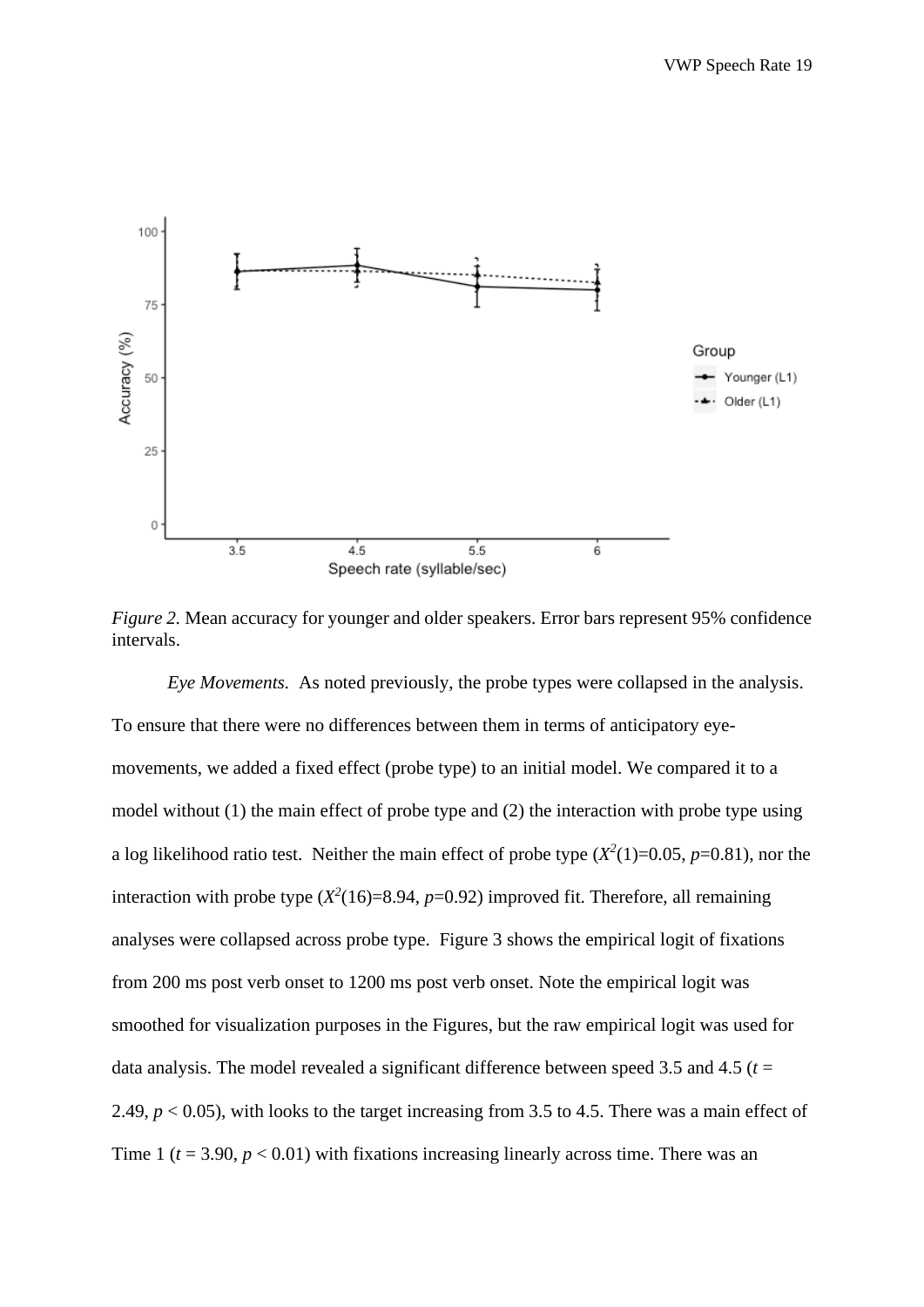*Figure 2.* Mean accuracy for younger and older speakers. Error bars represent 95% confidence intervals.

*Eye Movements.* As noted previously, the probe types were collapsed in the analysis. To ensure that there were no differences between them in terms of anticipatory eye-movements, we added a fixed effect (probe type) to an initial model. We compared it to a model without (1) the main effect of probe type and (2) the interaction with probe type using a log likelihood ratio test. Neither the main effect of probe type ($X^2(1)=0.05$, $p=0.81$), nor the interaction with probe type ($X^2(16)=8.94$, $p=0.92$) improved fit. Therefore, all remaining analyses were collapsed across probe type. Figure 3 shows the empirical logit of fixations from 200 ms post verb onset to 1200 ms post verb onset. Note the empirical logit was smoothed for visualization purposes in the Figures, but the raw empirical logit was used for data analysis. The model revealed a significant difference between speed 3.5 and 4.5 ($t = 2.49$, $p < 0.05$), with looks to the target increasing from 3.5 to 4.5. There was a main effect of Time 1 ($t = 3.90$, $p < 0.01$) with fixations increasing linearly across time. There was an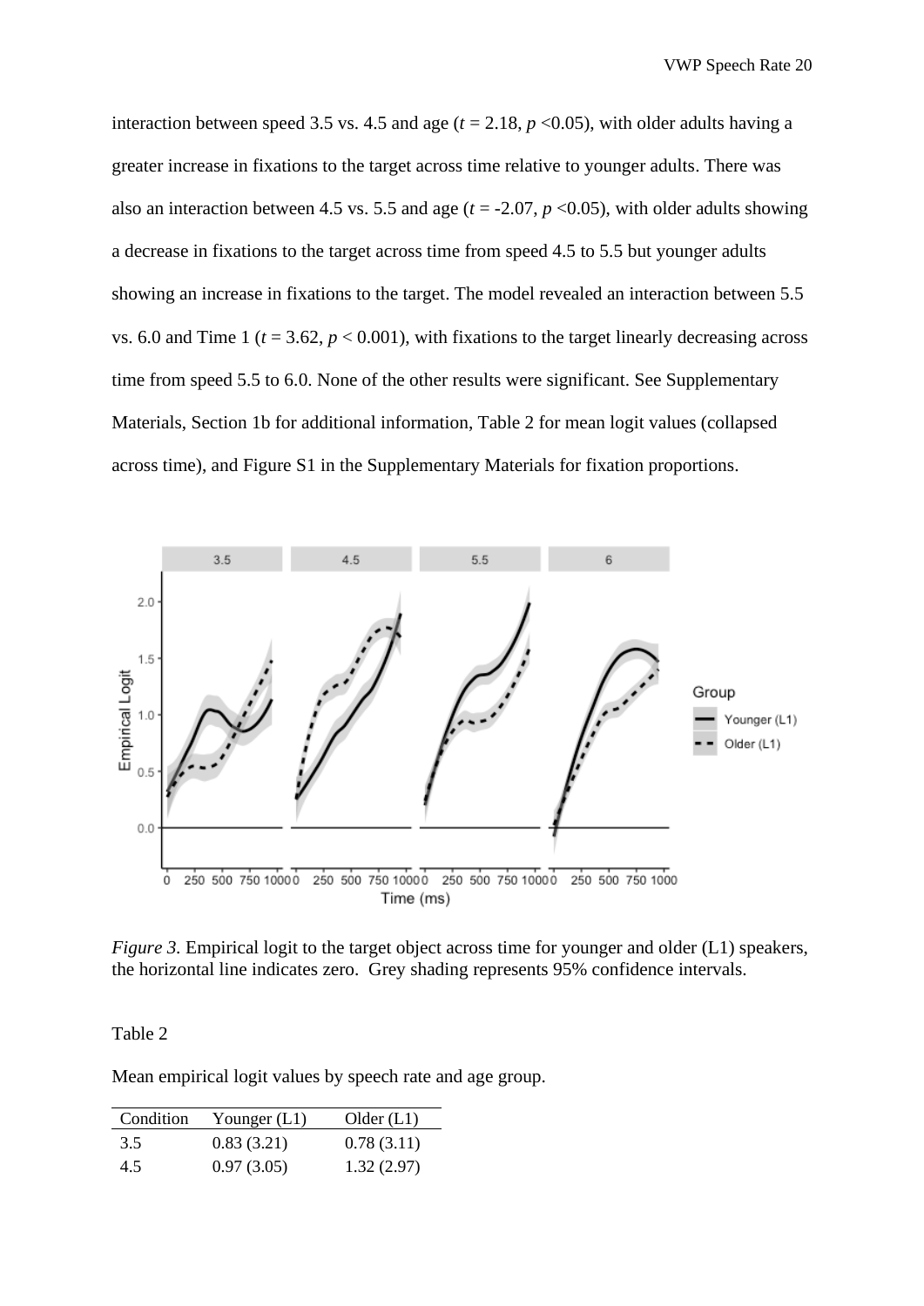interaction between speed 3.5 vs. 4.5 and age ($t$ = 2.18, $p$ <0.05), with older adults having a greater increase in fixations to the target across time relative to younger adults. There was also an interaction between 4.5 vs. 5.5 and age ($t$ = -2.07, $p$ <0.05), with older adults showing a decrease in fixations to the target across time from speed 4.5 to 5.5 but younger adults showing an increase in fixations to the target. The model revealed an interaction between 5.5 vs. 6.0 and Time 1 ($t$ = 3.62, $p$ < 0.001), with fixations to the target linearly decreasing across time from speed 5.5 to 6.0. None of the other results were significant. See Supplementary Materials, Section 1b for additional information, Table 2 for mean logit values (collapsed across time), and Figure S1 in the Supplementary Materials for fixation proportions.

*Figure 3.* Empirical logit to the target object across time for younger and older (L1) speakers, the horizontal line indicates zero. Grey shading represents 95% confidence intervals.

Table 2

Mean empirical logit values by speech rate and age group.

| Condition | Younger (L1) | Older (L1) |
|---|---|---|
| 3.5 | 0.83 (3.21) | 0.78 (3.11) |
| 4.5 | 0.97 (3.05) | 1.32 (2.97) |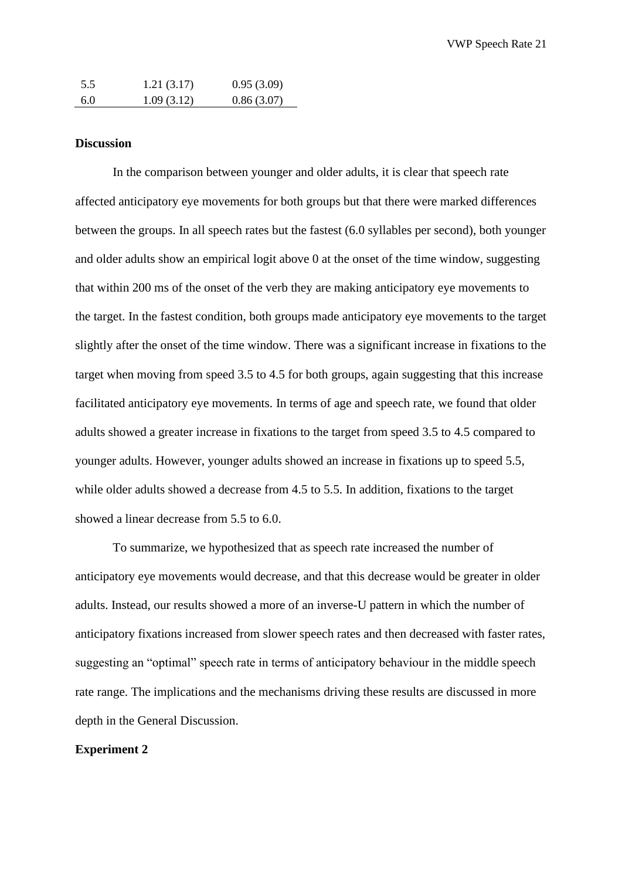| | | |
|---|---|---|
| 5.5 | 1.21 (3.17) | 0.95 (3.09) |
| 6.0 | 1.09 (3.12) | 0.86 (3.07) |

**Discussion**

In the comparison between younger and older adults, it is clear that speech rate affected anticipatory eye movements for both groups but that there were marked differences between the groups. In all speech rates but the fastest (6.0 syllables per second), both younger and older adults show an empirical logit above 0 at the onset of the time window, suggesting that within 200 ms of the onset of the verb they are making anticipatory eye movements to the target. In the fastest condition, both groups made anticipatory eye movements to the target slightly after the onset of the time window. There was a significant increase in fixations to the target when moving from speed 3.5 to 4.5 for both groups, again suggesting that this increase facilitated anticipatory eye movements. In terms of age and speech rate, we found that older adults showed a greater increase in fixations to the target from speed 3.5 to 4.5 compared to younger adults. However, younger adults showed an increase in fixations up to speed 5.5, while older adults showed a decrease from 4.5 to 5.5. In addition, fixations to the target showed a linear decrease from 5.5 to 6.0.

To summarize, we hypothesized that as speech rate increased the number of anticipatory eye movements would decrease, and that this decrease would be greater in older adults. Instead, our results showed a more of an inverse-U pattern in which the number of anticipatory fixations increased from slower speech rates and then decreased with faster rates, suggesting an "optimal" speech rate in terms of anticipatory behaviour in the middle speech rate range. The implications and the mechanisms driving these results are discussed in more depth in the General Discussion.

**Experiment 2**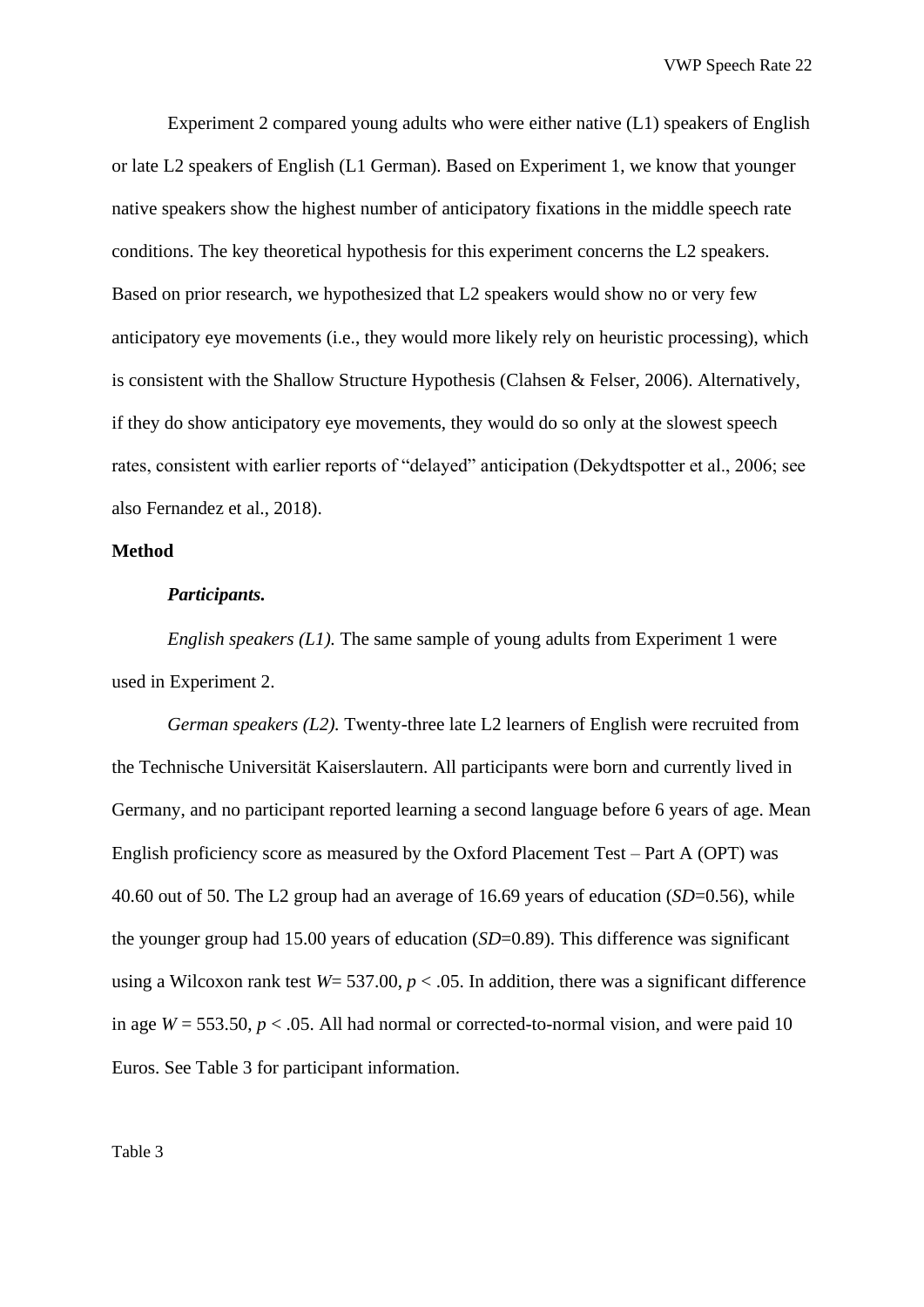Experiment 2 compared young adults who were either native (L1) speakers of English or late L2 speakers of English (L1 German). Based on Experiment 1, we know that younger native speakers show the highest number of anticipatory fixations in the middle speech rate conditions. The key theoretical hypothesis for this experiment concerns the L2 speakers. Based on prior research, we hypothesized that L2 speakers would show no or very few anticipatory eye movements (i.e., they would more likely rely on heuristic processing), which is consistent with the Shallow Structure Hypothesis (Clahsen & Felser, 2006). Alternatively, if they do show anticipatory eye movements, they would do so only at the slowest speech rates, consistent with earlier reports of "delayed" anticipation (Dekydtspotter et al., 2006; see also Fernandez et al., 2018).

## Method

### *Participants.*

*English speakers (L1).* The same sample of young adults from Experiment 1 were used in Experiment 2.

*German speakers (L2).* Twenty-three late L2 learners of English were recruited from the Technische Universität Kaiserslautern. All participants were born and currently lived in Germany, and no participant reported learning a second language before 6 years of age. Mean English proficiency score as measured by the Oxford Placement Test – Part A (OPT) was 40.60 out of 50. The L2 group had an average of 16.69 years of education ($SD$=0.56), while the younger group had 15.00 years of education ($SD$=0.89). This difference was significant using a Wilcoxon rank test $W$= 537.00, $p < .05$. In addition, there was a significant difference in age $W$ = 553.50, $p < .05$. All had normal or corrected-to-normal vision, and were paid 10 Euros. See Table 3 for participant information.

Table 3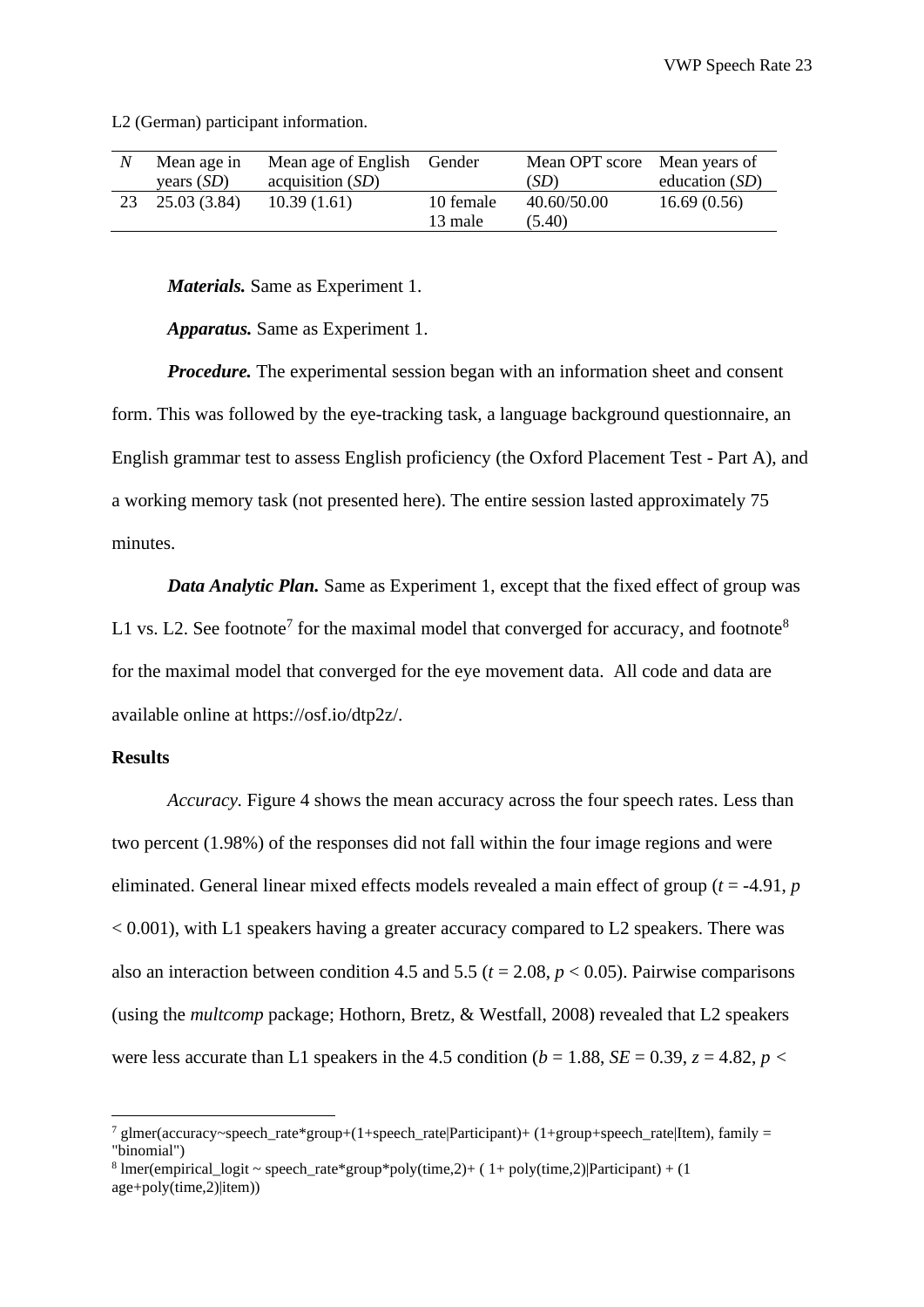L2 (German) participant information.

| *N* | Mean age in years (*SD*) | Mean age of English acquisition (*SD*) | Gender | Mean OPT score (*SD*) | Mean years of education (*SD*) |
|---|---|---|---|---|---|
| 23 | 25.03 (3.84) | 10.39 (1.61) | 10 female 13 male | 40.60/50.00 (5.40) | 16.69 (0.56) |

***Materials.*** Same as Experiment 1.

***Apparatus.*** Same as Experiment 1.

***Procedure.*** The experimental session began with an information sheet and consent form. This was followed by the eye-tracking task, a language background questionnaire, an English grammar test to assess English proficiency (the Oxford Placement Test - Part A), and a working memory task (not presented here). The entire session lasted approximately 75 minutes.

***Data Analytic Plan.*** Same as Experiment 1, except that the fixed effect of group was L1 vs. L2. See footnote[7] for the maximal model that converged for accuracy, and footnote[8] for the maximal model that converged for the eye movement data. All code and data are available online at https://osf.io/dtp2z/.

**Results**

*Accuracy.* Figure 4 shows the mean accuracy across the four speech rates. Less than two percent (1.98%) of the responses did not fall within the four image regions and were eliminated. General linear mixed effects models revealed a main effect of group ($t$ = -4.91, $p$ < 0.001), with L1 speakers having a greater accuracy compared to L2 speakers. There was also an interaction between condition 4.5 and 5.5 ($t$ = 2.08, $p$ < 0.05). Pairwise comparisons (using the *multcomp* package; Hothorn, Bretz, & Westfall, 2008) revealed that L2 speakers were less accurate than L1 speakers in the 4.5 condition ($b$ = 1.88, $SE$ = 0.39, $z$ = 4.82, $p$ <

---

[7] glmer(accuracy~speech_rate*group+(1+speech_rate|Participant)+ (1+group+speech_rate|Item), family = "binomial")

[8] lmer(empirical_logit ~ speech_rate*group*poly(time,2)+ ( 1+ poly(time,2)|Participant) + (1 age+poly(time,2)|item))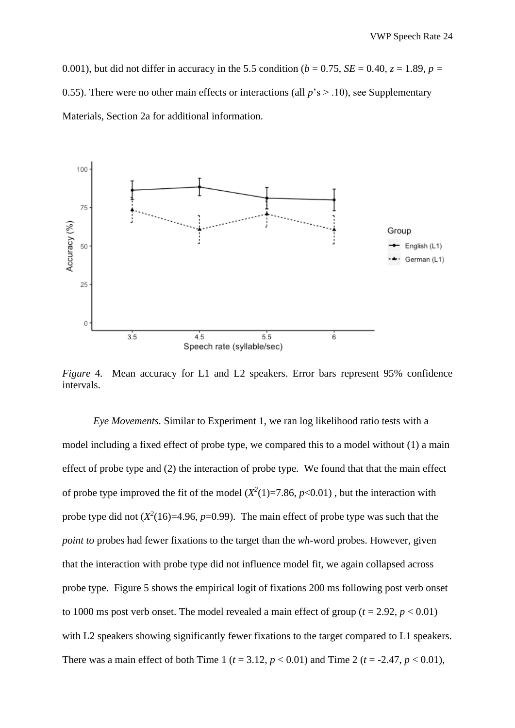0.001), but did not differ in accuracy in the 5.5 condition (*b* = 0.75, *SE* = 0.40, *z* = 1.89, *p* = 0.55). There were no other main effects or interactions (all *p*'s > .10), see Supplementary Materials, Section 2a for additional information.

*Figure* 4. Mean accuracy for L1 and L2 speakers. Error bars represent 95% confidence intervals.

*Eye Movements.* Similar to Experiment 1, we ran log likelihood ratio tests with a model including a fixed effect of probe type, we compared this to a model without (1) a main effect of probe type and (2) the interaction of probe type. We found that that the main effect of probe type improved the fit of the model ($X^2(1)=7.86$, $p<0.01$) , but the interaction with probe type did not ($X^2(16)=4.96$, $p=0.99$). The main effect of probe type was such that the *point to* probes had fewer fixations to the target than the *wh*-word probes. However, given that the interaction with probe type did not influence model fit, we again collapsed across probe type. Figure 5 shows the empirical logit of fixations 200 ms following post verb onset to 1000 ms post verb onset. The model revealed a main effect of group ($t$ = 2.92, $p$ < 0.01) with L2 speakers showing significantly fewer fixations to the target compared to L1 speakers. There was a main effect of both Time 1 ($t$ = 3.12, $p$ < 0.01) and Time 2 ($t$ = -2.47, $p$ < 0.01),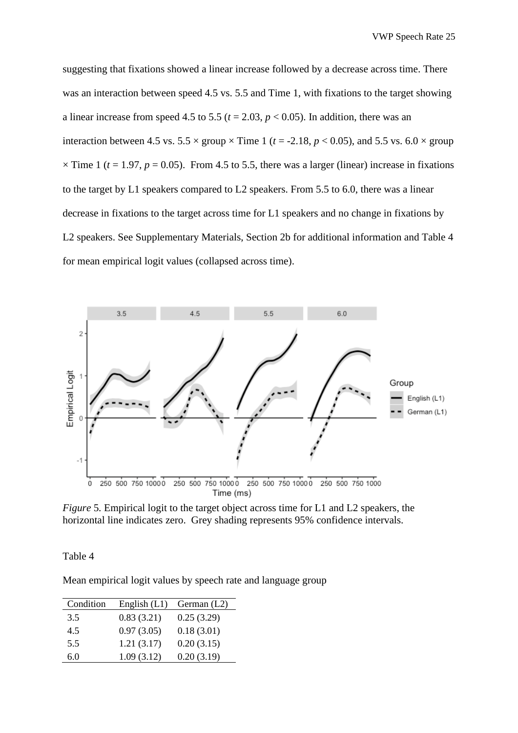suggesting that fixations showed a linear increase followed by a decrease across time. There was an interaction between speed 4.5 vs. 5.5 and Time 1, with fixations to the target showing a linear increase from speed 4.5 to 5.5 ($t$ = 2.03, $p$ < 0.05). In addition, there was an interaction between 4.5 vs. 5.5 × group × Time 1 ($t$ = -2.18, $p$ < 0.05), and 5.5 vs. 6.0 × group × Time 1 ($t$ = 1.97, $p$ = 0.05). From 4.5 to 5.5, there was a larger (linear) increase in fixations to the target by L1 speakers compared to L2 speakers. From 5.5 to 6.0, there was a linear decrease in fixations to the target across time for L1 speakers and no change in fixations by L2 speakers. See Supplementary Materials, Section 2b for additional information and Table 4 for mean empirical logit values (collapsed across time).

*Figure* 5. Empirical logit to the target object across time for L1 and L2 speakers, the horizontal line indicates zero. Grey shading represents 95% confidence intervals.

Table 4

Mean empirical logit values by speech rate and language group

| Condition | English (L1) | German (L2) |
|---|---|---|
| 3.5 | 0.83 (3.21) | 0.25 (3.29) |
| 4.5 | 0.97 (3.05) | 0.18 (3.01) |
| 5.5 | 1.21 (3.17) | 0.20 (3.15) |
| 6.0 | 1.09 (3.12) | 0.20 (3.19) |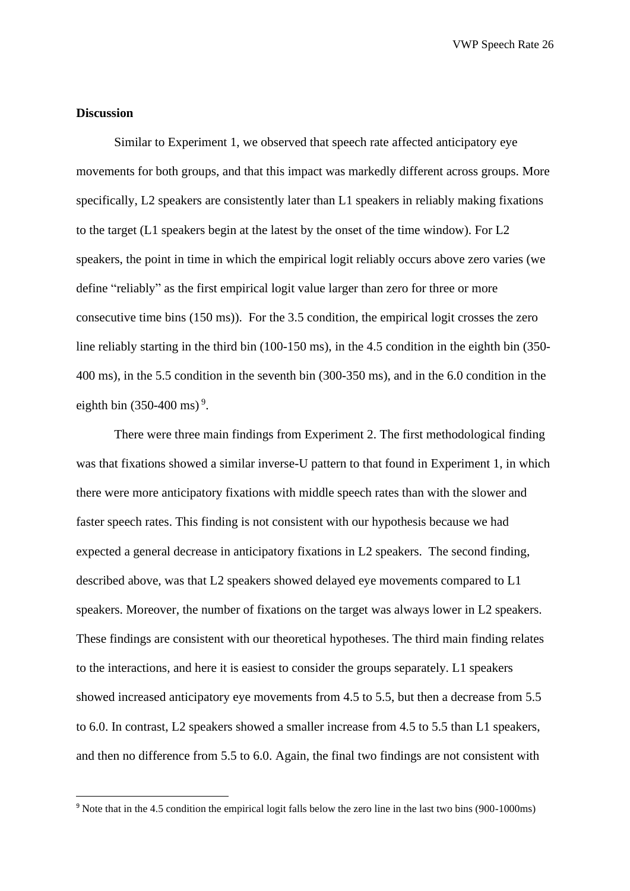**Discussion**

Similar to Experiment 1, we observed that speech rate affected anticipatory eye movements for both groups, and that this impact was markedly different across groups. More specifically, L2 speakers are consistently later than L1 speakers in reliably making fixations to the target (L1 speakers begin at the latest by the onset of the time window). For L2 speakers, the point in time in which the empirical logit reliably occurs above zero varies (we define "reliably" as the first empirical logit value larger than zero for three or more consecutive time bins (150 ms)). For the 3.5 condition, the empirical logit crosses the zero line reliably starting in the third bin (100-150 ms), in the 4.5 condition in the eighth bin (350-400 ms), in the 5.5 condition in the seventh bin (300-350 ms), and in the 6.0 condition in the eighth bin (350-400 ms) [9].

There were three main findings from Experiment 2. The first methodological finding was that fixations showed a similar inverse-U pattern to that found in Experiment 1, in which there were more anticipatory fixations with middle speech rates than with the slower and faster speech rates. This finding is not consistent with our hypothesis because we had expected a general decrease in anticipatory fixations in L2 speakers. The second finding, described above, was that L2 speakers showed delayed eye movements compared to L1 speakers. Moreover, the number of fixations on the target was always lower in L2 speakers. These findings are consistent with our theoretical hypotheses. The third main finding relates to the interactions, and here it is easiest to consider the groups separately. L1 speakers showed increased anticipatory eye movements from 4.5 to 5.5, but then a decrease from 5.5 to 6.0. In contrast, L2 speakers showed a smaller increase from 4.5 to 5.5 than L1 speakers, and then no difference from 5.5 to 6.0. Again, the final two findings are not consistent with

[9] Note that in the 4.5 condition the empirical logit falls below the zero line in the last two bins (900-1000ms)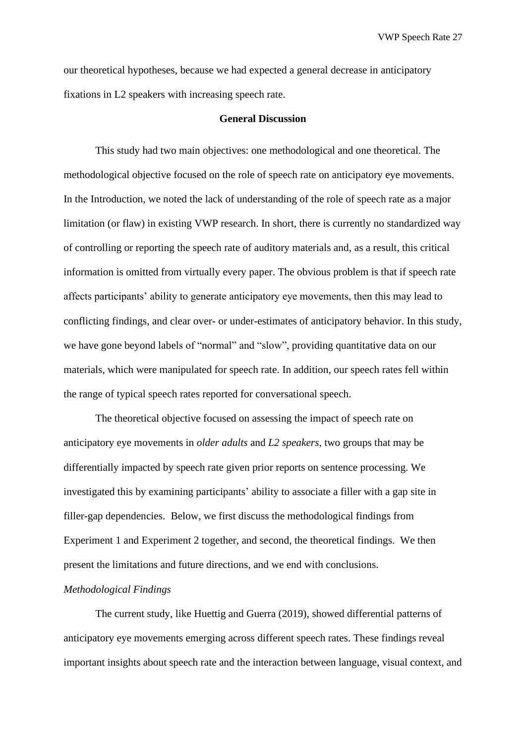our theoretical hypotheses, because we had expected a general decrease in anticipatory fixations in L2 speakers with increasing speech rate.

## General Discussion

This study had two main objectives: one methodological and one theoretical. The methodological objective focused on the role of speech rate on anticipatory eye movements. In the Introduction, we noted the lack of understanding of the role of speech rate as a major limitation (or flaw) in existing VWP research. In short, there is currently no standardized way of controlling or reporting the speech rate of auditory materials and, as a result, this critical information is omitted from virtually every paper. The obvious problem is that if speech rate affects participants' ability to generate anticipatory eye movements, then this may lead to conflicting findings, and clear over- or under-estimates of anticipatory behavior. In this study, we have gone beyond labels of "normal" and "slow", providing quantitative data on our materials, which were manipulated for speech rate. In addition, our speech rates fell within the range of typical speech rates reported for conversational speech.

The theoretical objective focused on assessing the impact of speech rate on anticipatory eye movements in *older adults* and *L2 speakers*, two groups that may be differentially impacted by speech rate given prior reports on sentence processing. We investigated this by examining participants' ability to associate a filler with a gap site in filler-gap dependencies. Below, we first discuss the methodological findings from Experiment 1 and Experiment 2 together, and second, the theoretical findings. We then present the limitations and future directions, and we end with conclusions.

### *Methodological Findings*

The current study, like Huettig and Guerra (2019), showed differential patterns of anticipatory eye movements emerging across different speech rates. These findings reveal important insights about speech rate and the interaction between language, visual context, and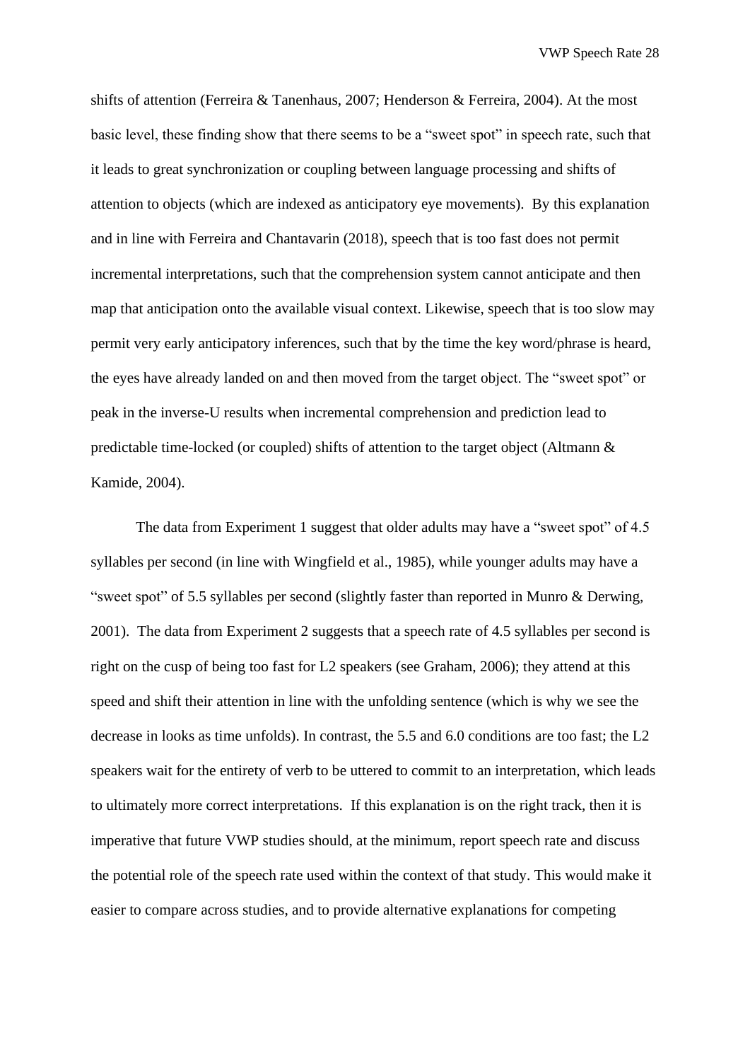shifts of attention (Ferreira & Tanenhaus, 2007; Henderson & Ferreira, 2004). At the most basic level, these finding show that there seems to be a "sweet spot" in speech rate, such that it leads to great synchronization or coupling between language processing and shifts of attention to objects (which are indexed as anticipatory eye movements). By this explanation and in line with Ferreira and Chantavarin (2018), speech that is too fast does not permit incremental interpretations, such that the comprehension system cannot anticipate and then map that anticipation onto the available visual context. Likewise, speech that is too slow may permit very early anticipatory inferences, such that by the time the key word/phrase is heard, the eyes have already landed on and then moved from the target object. The "sweet spot" or peak in the inverse-U results when incremental comprehension and prediction lead to predictable time-locked (or coupled) shifts of attention to the target object (Altmann & Kamide, 2004).

The data from Experiment 1 suggest that older adults may have a "sweet spot" of 4.5 syllables per second (in line with Wingfield et al., 1985), while younger adults may have a "sweet spot" of 5.5 syllables per second (slightly faster than reported in Munro & Derwing, 2001). The data from Experiment 2 suggests that a speech rate of 4.5 syllables per second is right on the cusp of being too fast for L2 speakers (see Graham, 2006); they attend at this speed and shift their attention in line with the unfolding sentence (which is why we see the decrease in looks as time unfolds). In contrast, the 5.5 and 6.0 conditions are too fast; the L2 speakers wait for the entirety of verb to be uttered to commit to an interpretation, which leads to ultimately more correct interpretations. If this explanation is on the right track, then it is imperative that future VWP studies should, at the minimum, report speech rate and discuss the potential role of the speech rate used within the context of that study. This would make it easier to compare across studies, and to provide alternative explanations for competing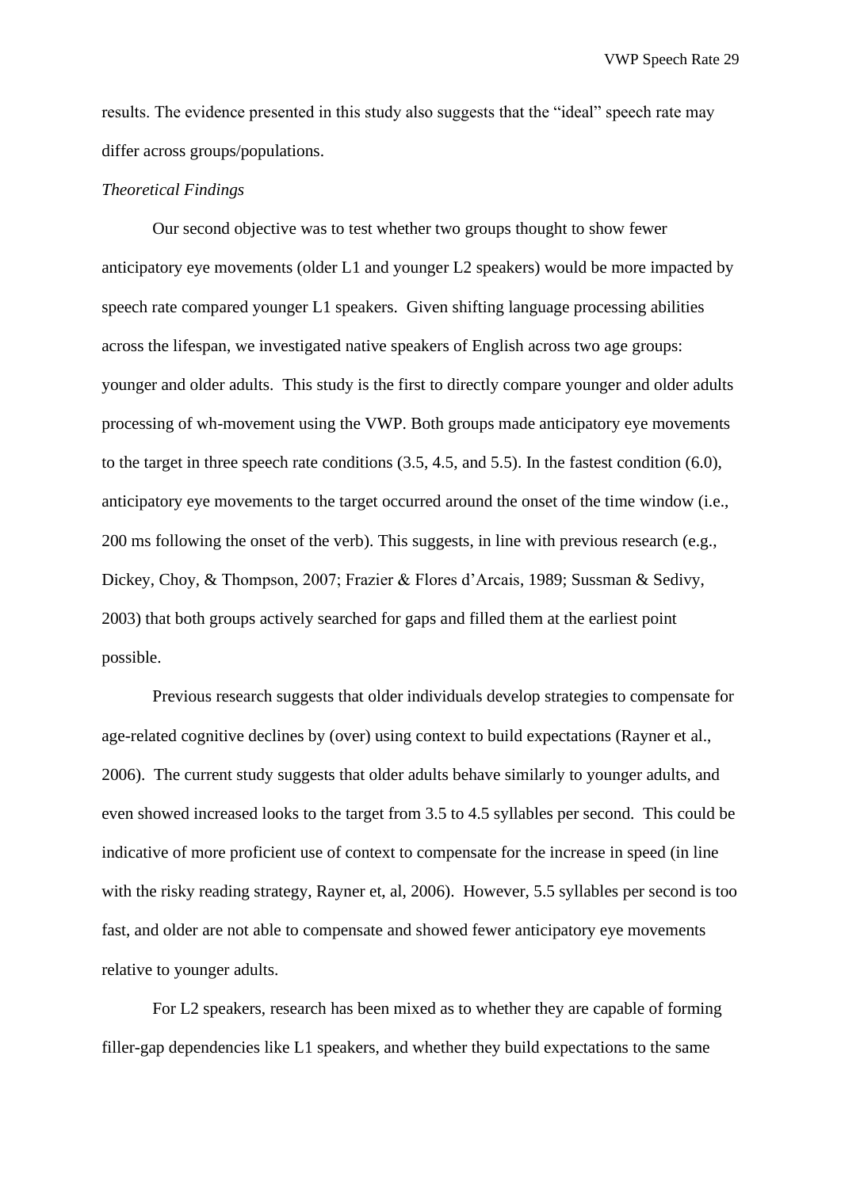results. The evidence presented in this study also suggests that the "ideal" speech rate may differ across groups/populations.

*Theoretical Findings*

Our second objective was to test whether two groups thought to show fewer anticipatory eye movements (older L1 and younger L2 speakers) would be more impacted by speech rate compared younger L1 speakers. Given shifting language processing abilities across the lifespan, we investigated native speakers of English across two age groups: younger and older adults. This study is the first to directly compare younger and older adults processing of wh-movement using the VWP. Both groups made anticipatory eye movements to the target in three speech rate conditions (3.5, 4.5, and 5.5). In the fastest condition (6.0), anticipatory eye movements to the target occurred around the onset of the time window (i.e., 200 ms following the onset of the verb). This suggests, in line with previous research (e.g., Dickey, Choy, & Thompson, 2007; Frazier & Flores d'Arcais, 1989; Sussman & Sedivy, 2003) that both groups actively searched for gaps and filled them at the earliest point possible.

Previous research suggests that older individuals develop strategies to compensate for age-related cognitive declines by (over) using context to build expectations (Rayner et al., 2006). The current study suggests that older adults behave similarly to younger adults, and even showed increased looks to the target from 3.5 to 4.5 syllables per second. This could be indicative of more proficient use of context to compensate for the increase in speed (in line with the risky reading strategy, Rayner et, al, 2006). However, 5.5 syllables per second is too fast, and older are not able to compensate and showed fewer anticipatory eye movements relative to younger adults.

For L2 speakers, research has been mixed as to whether they are capable of forming filler-gap dependencies like L1 speakers, and whether they build expectations to the same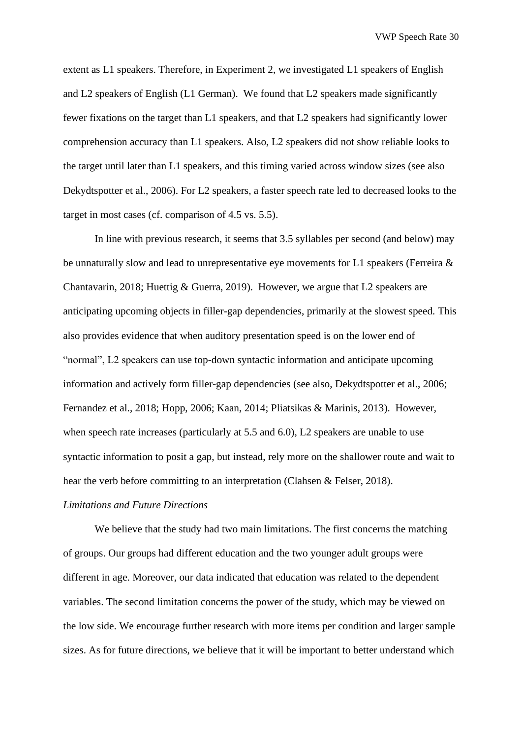extent as L1 speakers. Therefore, in Experiment 2, we investigated L1 speakers of English and L2 speakers of English (L1 German). We found that L2 speakers made significantly fewer fixations on the target than L1 speakers, and that L2 speakers had significantly lower comprehension accuracy than L1 speakers. Also, L2 speakers did not show reliable looks to the target until later than L1 speakers, and this timing varied across window sizes (see also Dekydtspotter et al., 2006). For L2 speakers, a faster speech rate led to decreased looks to the target in most cases (cf. comparison of 4.5 vs. 5.5).

In line with previous research, it seems that 3.5 syllables per second (and below) may be unnaturally slow and lead to unrepresentative eye movements for L1 speakers (Ferreira & Chantavarin, 2018; Huettig & Guerra, 2019). However, we argue that L2 speakers are anticipating upcoming objects in filler-gap dependencies, primarily at the slowest speed. This also provides evidence that when auditory presentation speed is on the lower end of "normal", L2 speakers can use top-down syntactic information and anticipate upcoming information and actively form filler-gap dependencies (see also, Dekydtspotter et al., 2006; Fernandez et al., 2018; Hopp, 2006; Kaan, 2014; Pliatsikas & Marinis, 2013). However, when speech rate increases (particularly at 5.5 and 6.0), L2 speakers are unable to use syntactic information to posit a gap, but instead, rely more on the shallower route and wait to hear the verb before committing to an interpretation (Clahsen & Felser, 2018).

*Limitations and Future Directions*

We believe that the study had two main limitations. The first concerns the matching of groups. Our groups had different education and the two younger adult groups were different in age. Moreover, our data indicated that education was related to the dependent variables. The second limitation concerns the power of the study, which may be viewed on the low side. We encourage further research with more items per condition and larger sample sizes. As for future directions, we believe that it will be important to better understand which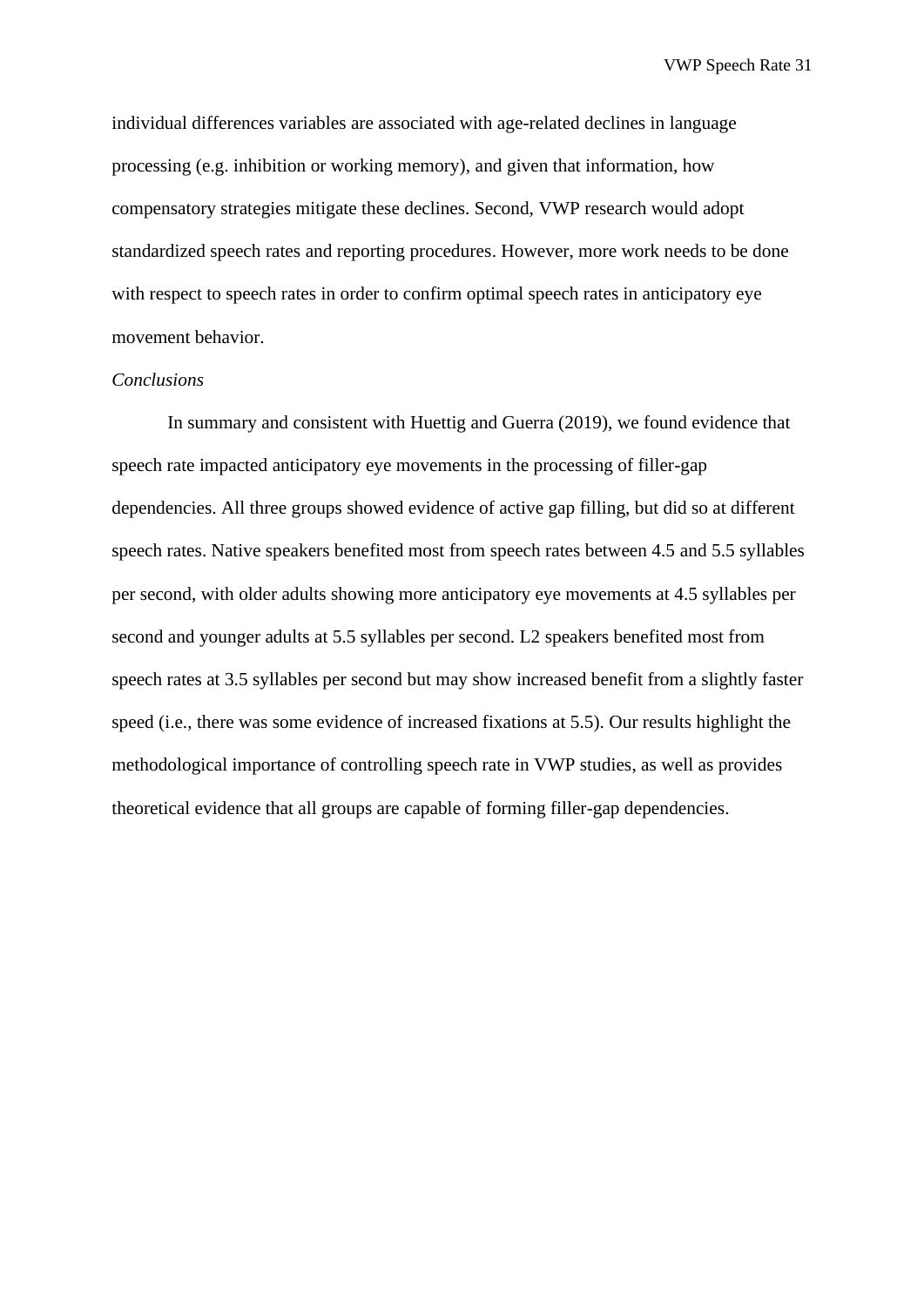individual differences variables are associated with age-related declines in language processing (e.g. inhibition or working memory), and given that information, how compensatory strategies mitigate these declines. Second, VWP research would adopt standardized speech rates and reporting procedures. However, more work needs to be done with respect to speech rates in order to confirm optimal speech rates in anticipatory eye movement behavior.

*Conclusions*

In summary and consistent with Huettig and Guerra (2019), we found evidence that speech rate impacted anticipatory eye movements in the processing of filler-gap dependencies. All three groups showed evidence of active gap filling, but did so at different speech rates. Native speakers benefited most from speech rates between 4.5 and 5.5 syllables per second, with older adults showing more anticipatory eye movements at 4.5 syllables per second and younger adults at 5.5 syllables per second. L2 speakers benefited most from speech rates at 3.5 syllables per second but may show increased benefit from a slightly faster speed (i.e., there was some evidence of increased fixations at 5.5). Our results highlight the methodological importance of controlling speech rate in VWP studies, as well as provides theoretical evidence that all groups are capable of forming filler-gap dependencies.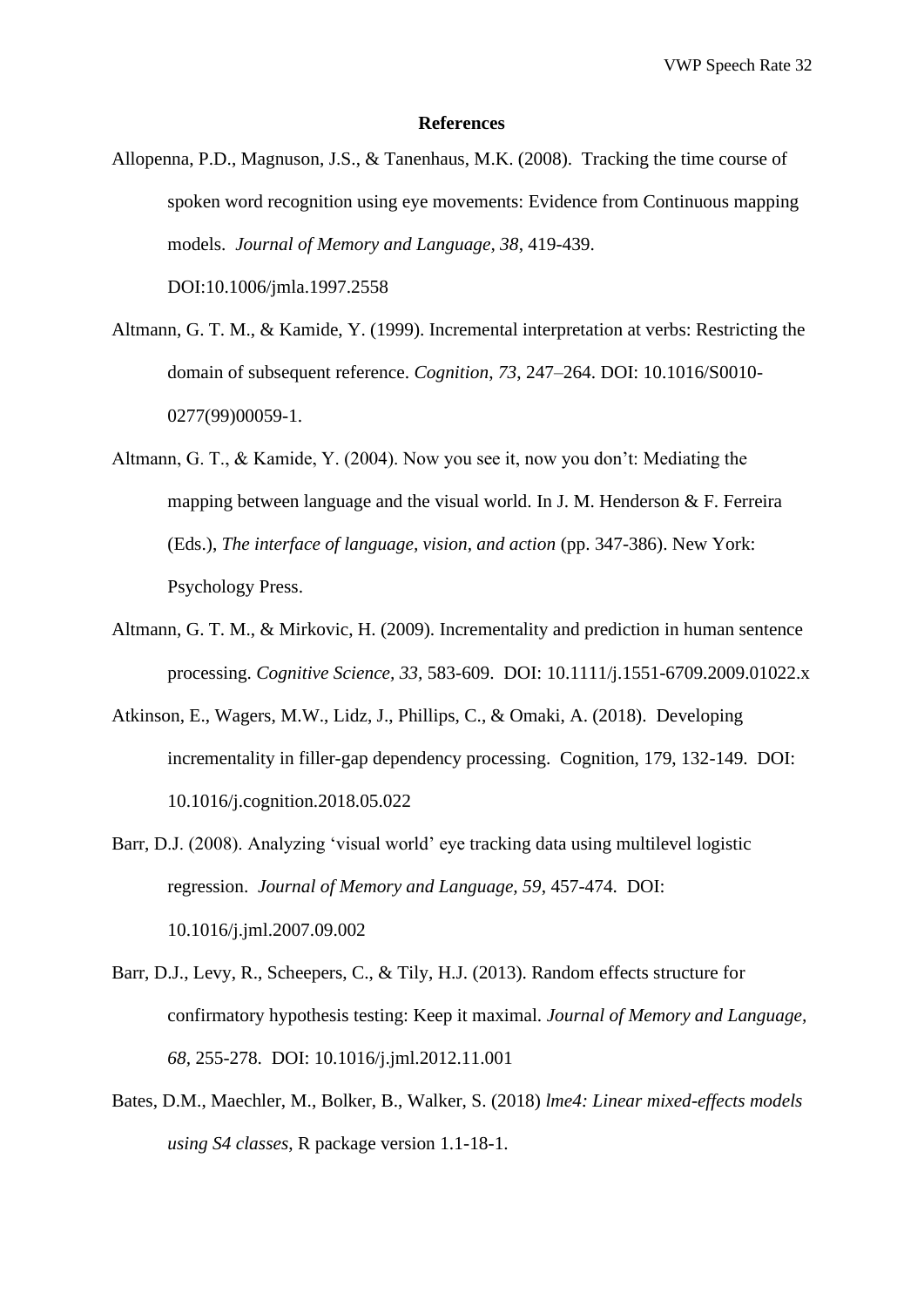## References

Allopenna, P.D., Magnuson, J.S., & Tanenhaus, M.K. (2008). Tracking the time course of spoken word recognition using eye movements: Evidence from Continuous mapping models. *Journal of Memory and Language, 38*, 419-439. DOI:10.1006/jmla.1997.2558

Altmann, G. T. M., & Kamide, Y. (1999). Incremental interpretation at verbs: Restricting the domain of subsequent reference. *Cognition*, *73,* 247–264. DOI: 10.1016/S0010-0277(99)00059-1.

Altmann, G. T., & Kamide, Y. (2004). Now you see it, now you don't: Mediating the mapping between language and the visual world. In J. M. Henderson & F. Ferreira (Eds.), *The interface of language, vision, and action* (pp. 347-386). New York: Psychology Press.

Altmann, G. T. M., & Mirkovic, H. (2009). Incrementality and prediction in human sentence processing. *Cognitive Science, 33,* 583-609. DOI: 10.1111/j.1551-6709.2009.01022.x

Atkinson, E., Wagers, M.W., Lidz, J., Phillips, C., & Omaki, A. (2018). Developing incrementality in filler-gap dependency processing. Cognition, 179, 132-149. DOI: 10.1016/j.cognition.2018.05.022

Barr, D.J. (2008). Analyzing 'visual world' eye tracking data using multilevel logistic regression. *Journal of Memory and Language, 59,* 457-474. DOI: 10.1016/j.jml.2007.09.002

Barr, D.J., Levy, R., Scheepers, C., & Tily, H.J. (2013). Random effects structure for confirmatory hypothesis testing: Keep it maximal. *Journal of Memory and Language, 68,* 255-278. DOI: 10.1016/j.jml.2012.11.001

Bates, D.M., Maechler, M., Bolker, B., Walker, S. (2018) *lme4: Linear mixed-effects models using S4 classes*, R package version 1.1-18-1.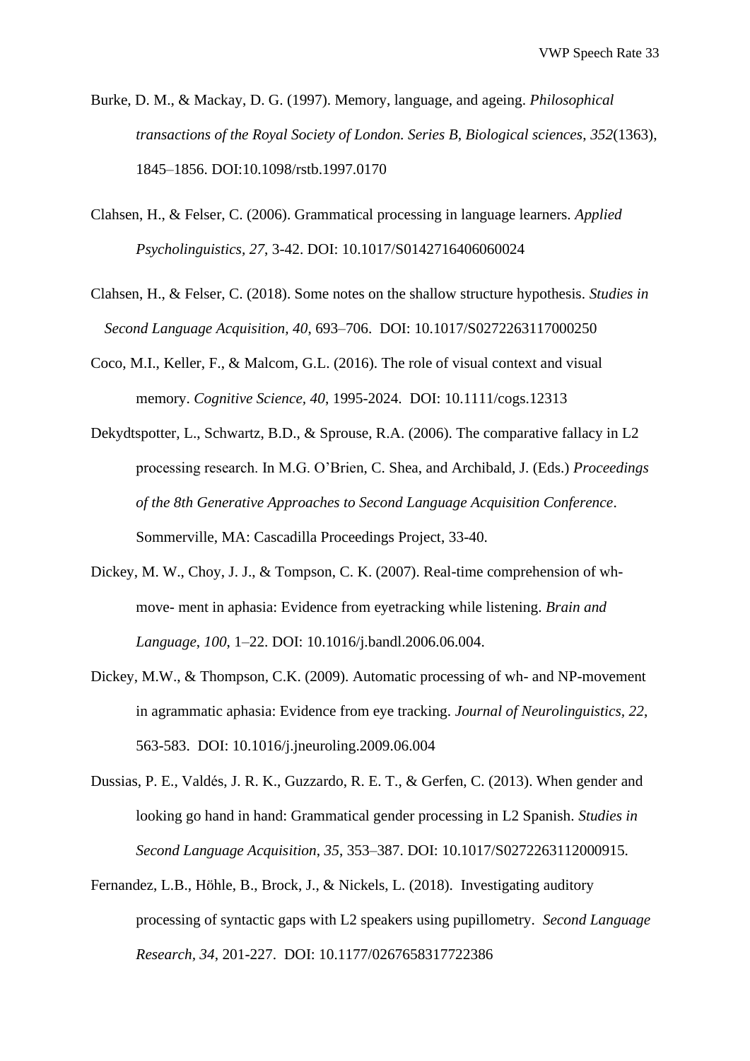Burke, D. M., & Mackay, D. G. (1997). Memory, language, and ageing. *Philosophical transactions of the Royal Society of London. Series B, Biological sciences*, *352*(1363), 1845–1856. DOI:10.1098/rstb.1997.0170

Clahsen, H., & Felser, C. (2006). Grammatical processing in language learners. *Applied Psycholinguistics, 27*, 3-42. DOI: 10.1017/S0142716406060024

Clahsen, H., & Felser, C. (2018). Some notes on the shallow structure hypothesis. *Studies in Second Language Acquisition, 40*, 693–706. DOI: 10.1017/S0272263117000250

Coco, M.I., Keller, F., & Malcom, G.L. (2016). The role of visual context and visual memory. *Cognitive Science, 40*, 1995-2024. DOI: 10.1111/cogs.12313

Dekydtspotter, L., Schwartz, B.D., & Sprouse, R.A. (2006). The comparative fallacy in L2 processing research. In M.G. O'Brien, C. Shea, and Archibald, J. (Eds.) *Proceedings of the 8th Generative Approaches to Second Language Acquisition Conference*. Sommerville, MA: Cascadilla Proceedings Project, 33-40.

Dickey, M. W., Choy, J. J., & Tompson, C. K. (2007). Real-time comprehension of wh-move- ment in aphasia: Evidence from eyetracking while listening. *Brain and Language, 100*, 1–22. DOI: 10.1016/j.bandl.2006.06.004.

Dickey, M.W., & Thompson, C.K. (2009). Automatic processing of wh- and NP-movement in agrammatic aphasia: Evidence from eye tracking. *Journal of Neurolinguistics, 22*, 563-583. DOI: 10.1016/j.jneuroling.2009.06.004

Dussias, P. E., Valdés, J. R. K., Guzzardo, R. E. T., & Gerfen, C. (2013). When gender and looking go hand in hand: Grammatical gender processing in L2 Spanish. *Studies in Second Language Acquisition*, *35*, 353–387. DOI: 10.1017/S0272263112000915.

Fernandez, L.B., Höhle, B., Brock, J., & Nickels, L. (2018). Investigating auditory processing of syntactic gaps with L2 speakers using pupillometry. *Second Language Research, 34*, 201-227. DOI: 10.1177/0267658317722386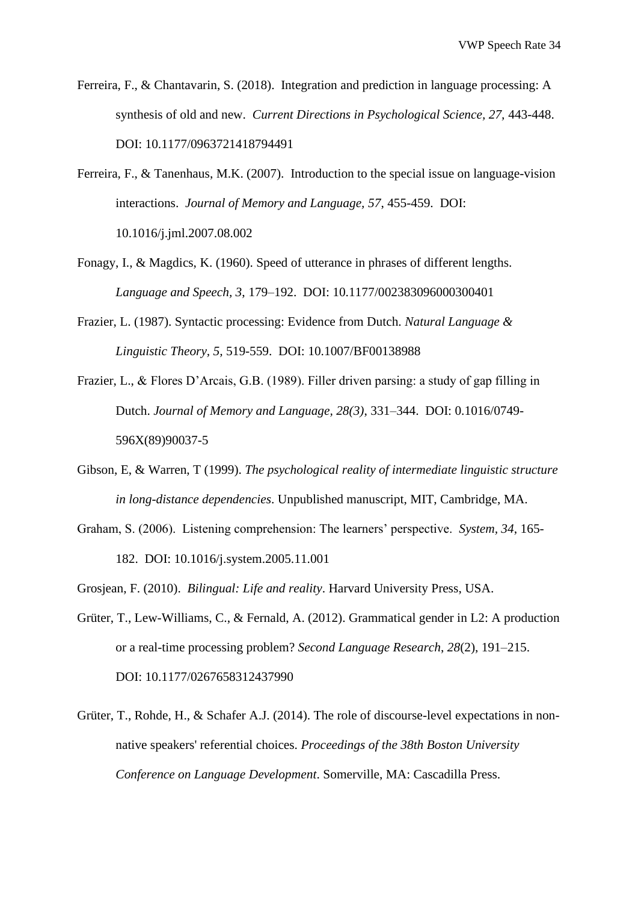Ferreira, F., & Chantavarin, S. (2018). Integration and prediction in language processing: A synthesis of old and new. *Current Directions in Psychological Science, 27*, 443-448. DOI: 10.1177/0963721418794491

Ferreira, F., & Tanenhaus, M.K. (2007). Introduction to the special issue on language-vision interactions. *Journal of Memory and Language, 57*, 455-459. DOI: 10.1016/j.jml.2007.08.002

Fonagy, I., & Magdics, K. (1960). Speed of utterance in phrases of different lengths. *Language and Speech, 3*, 179–192. DOI: 10.1177/002383096000300401

Frazier, L. (1987). Syntactic processing: Evidence from Dutch. *Natural Language & Linguistic Theory, 5,* 519-559. DOI: 10.1007/BF00138988

Frazier, L., & Flores D'Arcais, G.B. (1989). Filler driven parsing: a study of gap filling in Dutch. *Journal of Memory and Language, 28(3)*, 331–344. DOI: 0.1016/0749-596X(89)90037-5

Gibson, E, & Warren, T (1999). *The psychological reality of intermediate linguistic structure in long-distance dependencies*. Unpublished manuscript, MIT, Cambridge, MA.

Graham, S. (2006). Listening comprehension: The learners' perspective. *System, 34*, 165-182. DOI: 10.1016/j.system.2005.11.001

Grosjean, F. (2010). *Bilingual: Life and reality*. Harvard University Press, USA.

Grüter, T., Lew-Williams, C., & Fernald, A. (2012). Grammatical gender in L2: A production or a real-time processing problem? *Second Language Research*, *28*(2), 191–215. DOI: 10.1177/0267658312437990

Grüter, T., Rohde, H., & Schafer A.J. (2014). The role of discourse-level expectations in non-native speakers' referential choices. *Proceedings of the 38th Boston University Conference on Language Development*. Somerville, MA: Cascadilla Press.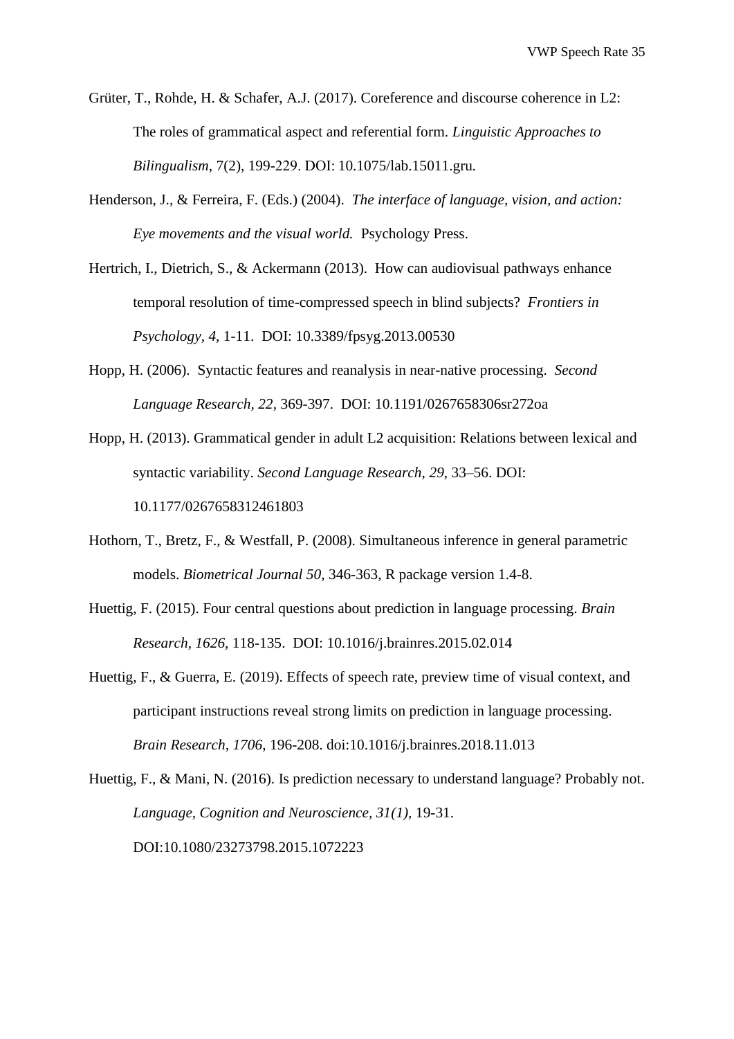Grüter, T., Rohde, H. & Schafer, A.J. (2017). Coreference and discourse coherence in L2: The roles of grammatical aspect and referential form. *Linguistic Approaches to Bilingualism*, 7(2), 199-229. DOI: 10.1075/lab.15011.gru.

Henderson, J., & Ferreira, F. (Eds.) (2004). *The interface of language, vision, and action: Eye movements and the visual world.* Psychology Press.

Hertrich, I., Dietrich, S., & Ackermann (2013). How can audiovisual pathways enhance temporal resolution of time-compressed speech in blind subjects? *Frontiers in Psychology, 4*, 1-11. DOI: 10.3389/fpsyg.2013.00530

Hopp, H. (2006). Syntactic features and reanalysis in near-native processing. *Second Language Research, 22*, 369-397. DOI: 10.1191/0267658306sr272oa

Hopp, H. (2013). Grammatical gender in adult L2 acquisition: Relations between lexical and syntactic variability. *Second Language Research*, *29*, 33–56. DOI: 10.1177/0267658312461803

Hothorn, T., Bretz, F., & Westfall, P. (2008). Simultaneous inference in general parametric models. *Biometrical Journal 50*, 346-363, R package version 1.4-8.

Huettig, F. (2015). Four central questions about prediction in language processing. *Brain Research, 1626*, 118-135. DOI: 10.1016/j.brainres.2015.02.014

Huettig, F., & Guerra, E. (2019). Effects of speech rate, preview time of visual context, and participant instructions reveal strong limits on prediction in language processing. *Brain Research*, *1706*, 196-208. doi:10.1016/j.brainres.2018.11.013

Huettig, F., & Mani, N. (2016). Is prediction necessary to understand language? Probably not. *Language, Cognition and Neuroscience, 31(1),* 19-31. DOI:10.1080/23273798.2015.1072223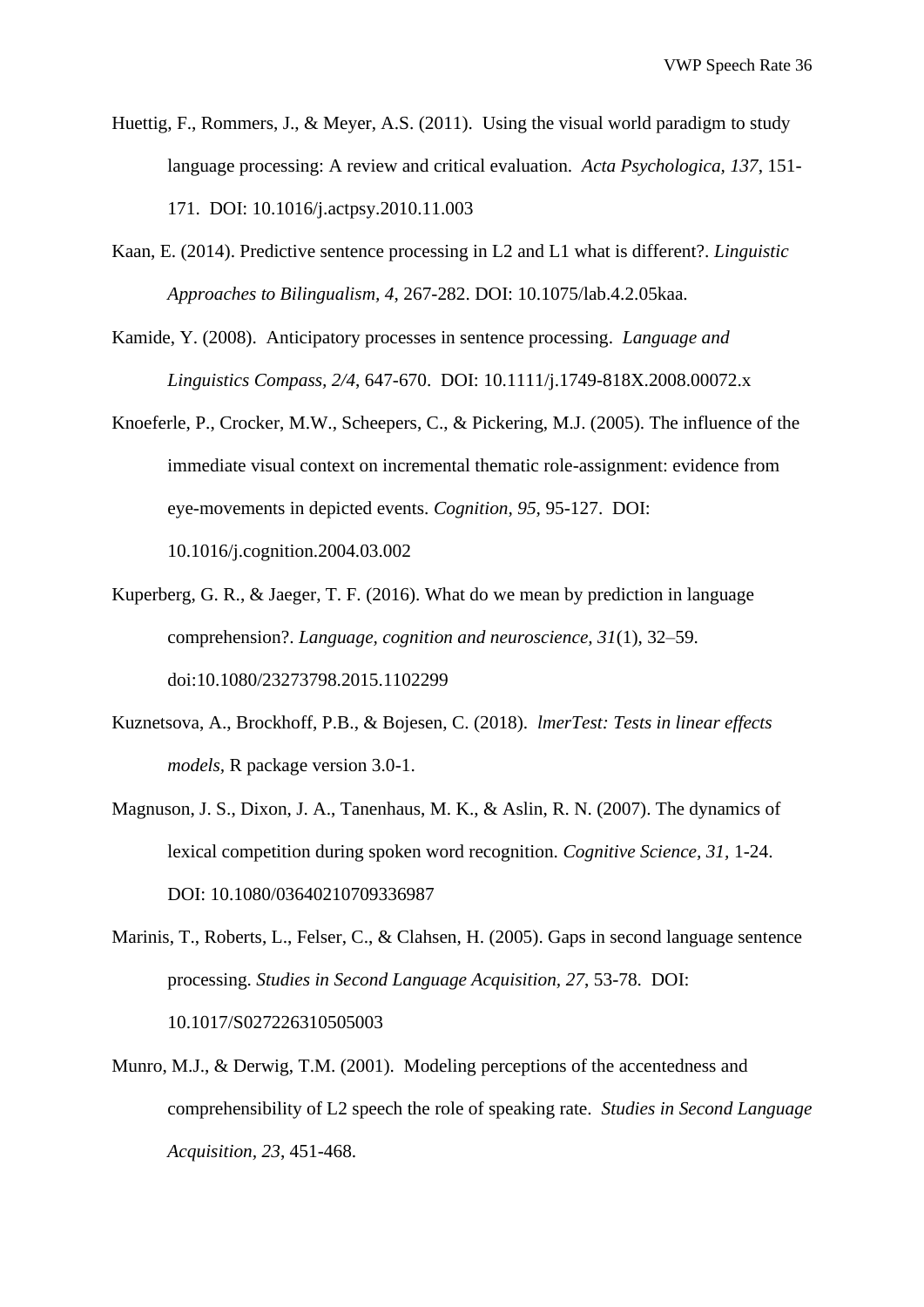Huettig, F., Rommers, J., & Meyer, A.S. (2011). Using the visual world paradigm to study language processing: A review and critical evaluation. *Acta Psychologica, 137*, 151-171. DOI: 10.1016/j.actpsy.2010.11.003

Kaan, E. (2014). Predictive sentence processing in L2 and L1 what is different?. *Linguistic Approaches to Bilingualism*, *4*, 267-282. DOI: 10.1075/lab.4.2.05kaa.

Kamide, Y. (2008). Anticipatory processes in sentence processing. *Language and Linguistics Compass*, *2/4*, 647-670. DOI: 10.1111/j.1749-818X.2008.00072.x

Knoeferle, P., Crocker, M.W., Scheepers, C., & Pickering, M.J. (2005). The influence of the immediate visual context on incremental thematic role-assignment: evidence from eye-movements in depicted events. *Cognition*, *95*, 95-127. DOI: 10.1016/j.cognition.2004.03.002

Kuperberg, G. R., & Jaeger, T. F. (2016). What do we mean by prediction in language comprehension?. *Language, cognition and neuroscience*, *31*(1), 32–59. doi:10.1080/23273798.2015.1102299

Kuznetsova, A., Brockhoff, P.B., & Bojesen, C. (2018). *lmerTest: Tests in linear effects models*, R package version 3.0-1.

Magnuson, J. S., Dixon, J. A., Tanenhaus, M. K., & Aslin, R. N. (2007). The dynamics of lexical competition during spoken word recognition. *Cognitive Science*, *31*, 1-24. DOI: 10.1080/03640210709336987

Marinis, T., Roberts, L., Felser, C., & Clahsen, H. (2005). Gaps in second language sentence processing. *Studies in Second Language Acquisition*, *27*, 53-78. DOI: 10.1017/S027226310505003

Munro, M.J., & Derwig, T.M. (2001). Modeling perceptions of the accentedness and comprehensibility of L2 speech the role of speaking rate. *Studies in Second Language Acquisition*, *23*, 451-468.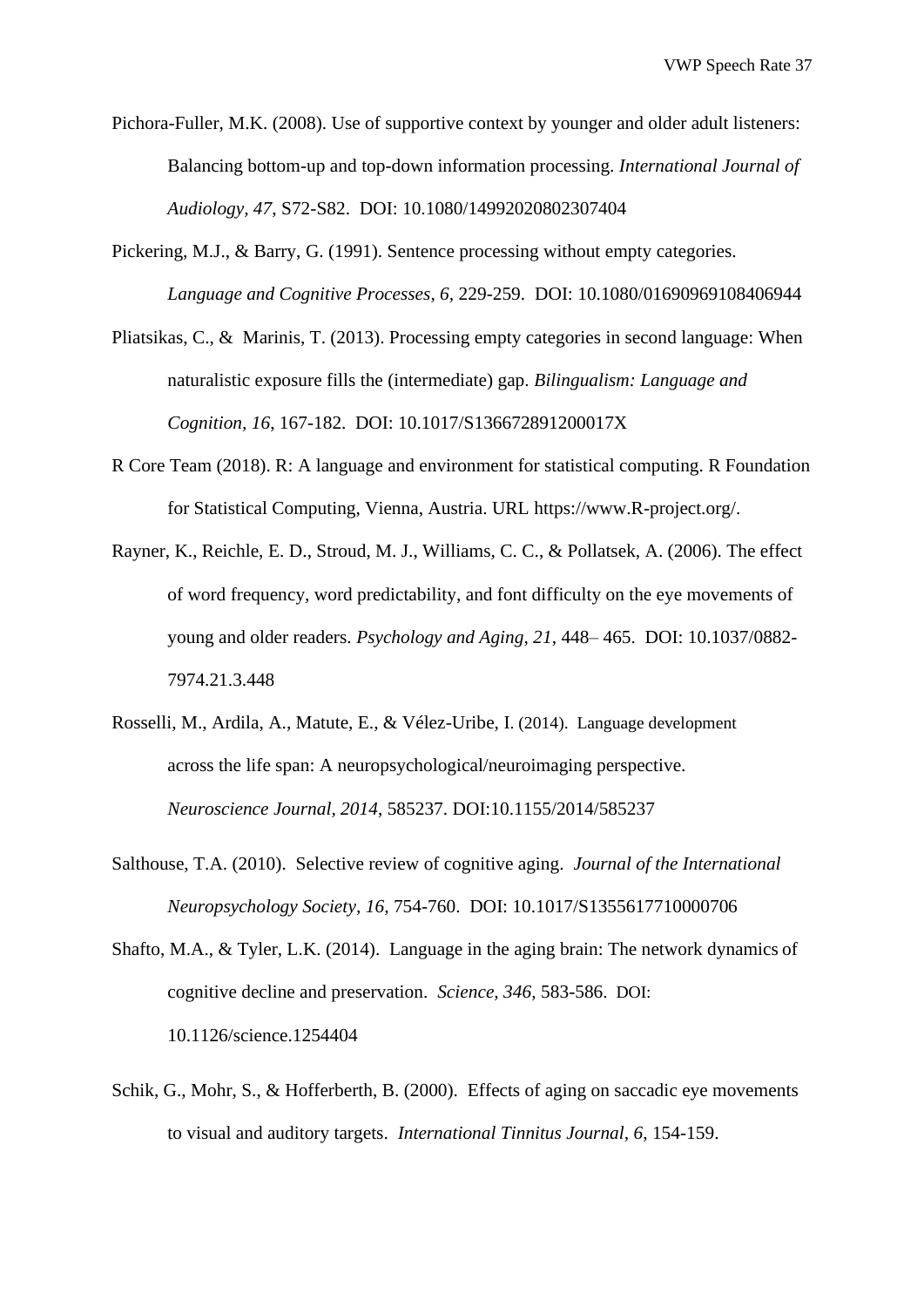Pichora-Fuller, M.K. (2008). Use of supportive context by younger and older adult listeners: Balancing bottom-up and top-down information processing. *International Journal of Audiology*, *47*, S72-S82. DOI: 10.1080/14992020802307404

Pickering, M.J., & Barry, G. (1991). Sentence processing without empty categories. *Language and Cognitive Processes, 6,* 229-259. DOI: 10.1080/01690969108406944

Pliatsikas, C., & Marinis, T. (2013). Processing empty categories in second language: When naturalistic exposure fills the (intermediate) gap. *Bilingualism: Language and Cognition, 16*, 167-182. DOI: 10.1017/S136672891200017X

R Core Team (2018). R: A language and environment for statistical computing. R Foundation for Statistical Computing, Vienna, Austria. URL https://www.R-project.org/.

Rayner, K., Reichle, E. D., Stroud, M. J., Williams, C. C., & Pollatsek, A. (2006). The effect of word frequency, word predictability, and font difficulty on the eye movements of young and older readers. *Psychology and Aging*, *21*, 448– 465. DOI: 10.1037/0882-7974.21.3.448

Rosselli, M., Ardila, A., Matute, E., & Vélez-Uribe, I. (2014). Language development across the life span: A neuropsychological/neuroimaging perspective. *Neuroscience Journal, 2014*, 585237. DOI:10.1155/2014/585237

Salthouse, T.A. (2010). Selective review of cognitive aging. *Journal of the International Neuropsychology Society, 16,* 754-760. DOI: 10.1017/S1355617710000706

Shafto, M.A., & Tyler, L.K. (2014). Language in the aging brain: The network dynamics of cognitive decline and preservation. *Science, 346*, 583-586. DOI: 10.1126/science.1254404

Schik, G., Mohr, S., & Hofferberth, B. (2000). Effects of aging on saccadic eye movements to visual and auditory targets. *International Tinnitus Journal, 6*, 154-159.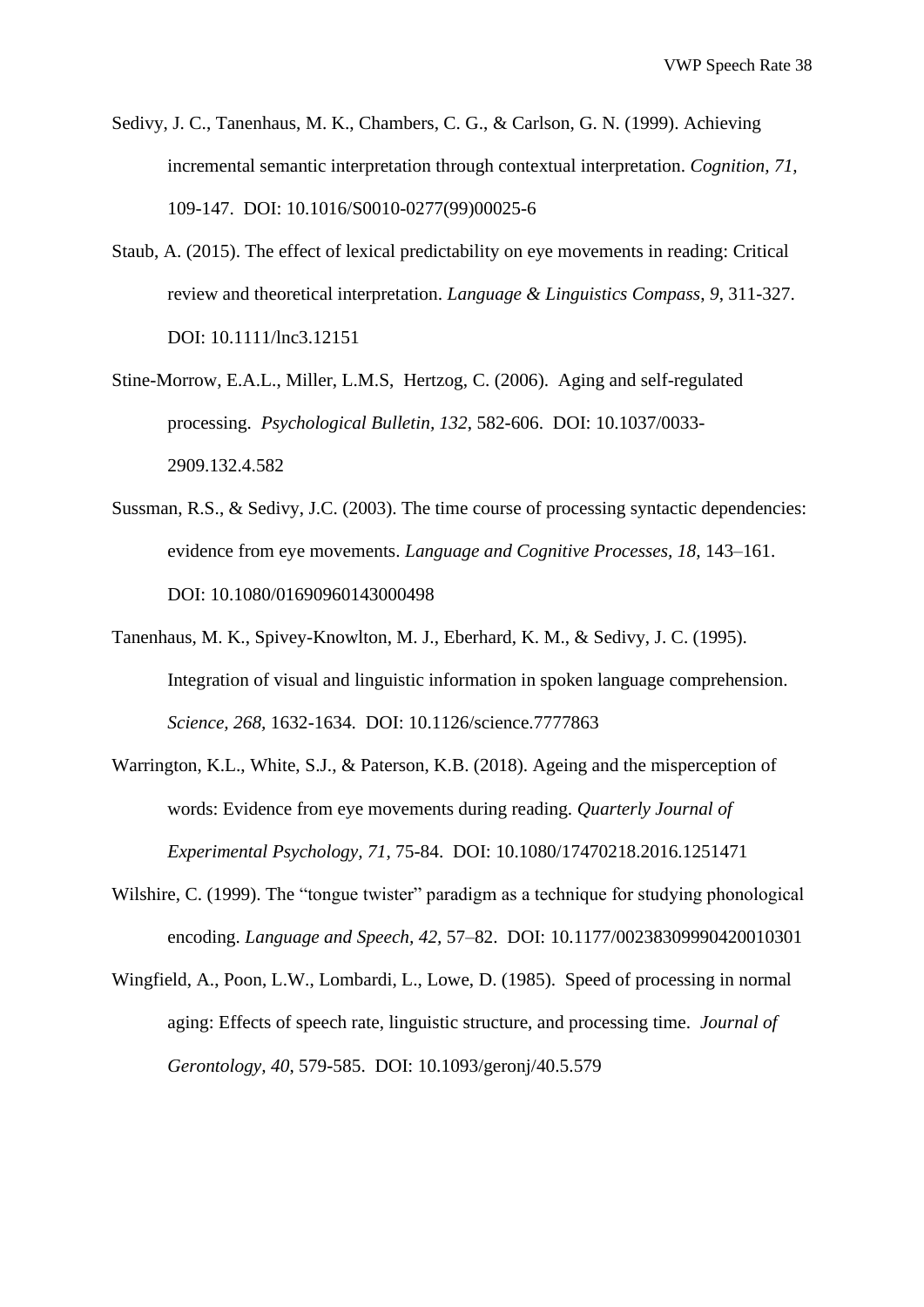Sedivy, J. C., Tanenhaus, M. K., Chambers, C. G., & Carlson, G. N. (1999). Achieving incremental semantic interpretation through contextual interpretation. *Cognition, 71,* 109-147. DOI: 10.1016/S0010-0277(99)00025-6

Staub, A. (2015). The effect of lexical predictability on eye movements in reading: Critical review and theoretical interpretation. *Language & Linguistics Compass*, *9*, 311-327. DOI: 10.1111/lnc3.12151

Stine-Morrow, E.A.L., Miller, L.M.S, Hertzog, C. (2006). Aging and self-regulated processing. *Psychological Bulletin, 132*, 582-606. DOI: 10.1037/0033-2909.132.4.582

Sussman, R.S., & Sedivy, J.C. (2003). The time course of processing syntactic dependencies: evidence from eye movements. *Language and Cognitive Processes, 18,* 143–161. DOI: 10.1080/01690960143000498

Tanenhaus, M. K., Spivey-Knowlton, M. J., Eberhard, K. M., & Sedivy, J. C. (1995). Integration of visual and linguistic information in spoken language comprehension. *Science, 268,* 1632-1634. DOI: 10.1126/science.7777863

Warrington, K.L., White, S.J., & Paterson, K.B. (2018). Ageing and the misperception of words: Evidence from eye movements during reading. *Quarterly Journal of Experimental Psychology, 71*, 75-84. DOI: 10.1080/17470218.2016.1251471

Wilshire, C. (1999). The "tongue twister" paradigm as a technique for studying phonological encoding. *Language and Speech, 42,* 57–82. DOI: 10.1177/00238309990420010301

Wingfield, A., Poon, L.W., Lombardi, L., Lowe, D. (1985). Speed of processing in normal aging: Effects of speech rate, linguistic structure, and processing time. *Journal of Gerontology, 40*, 579-585. DOI: 10.1093/geronj/40.5.579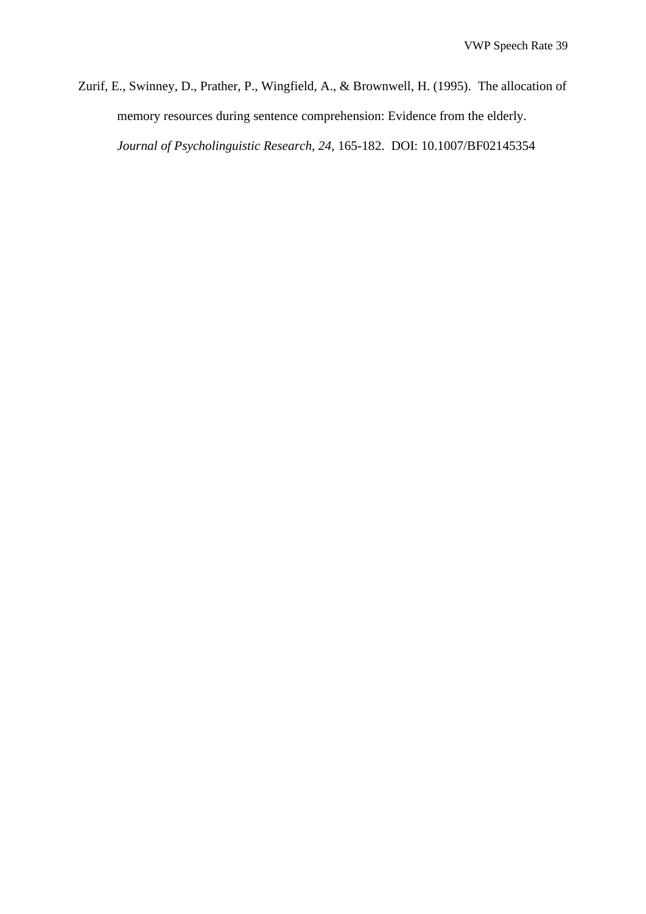Zurif, E., Swinney, D., Prather, P., Wingfield, A., & Brownwell, H. (1995). The allocation of memory resources during sentence comprehension: Evidence from the elderly. *Journal of Psycholinguistic Research, 24*, 165-182. DOI: 10.1007/BF02145354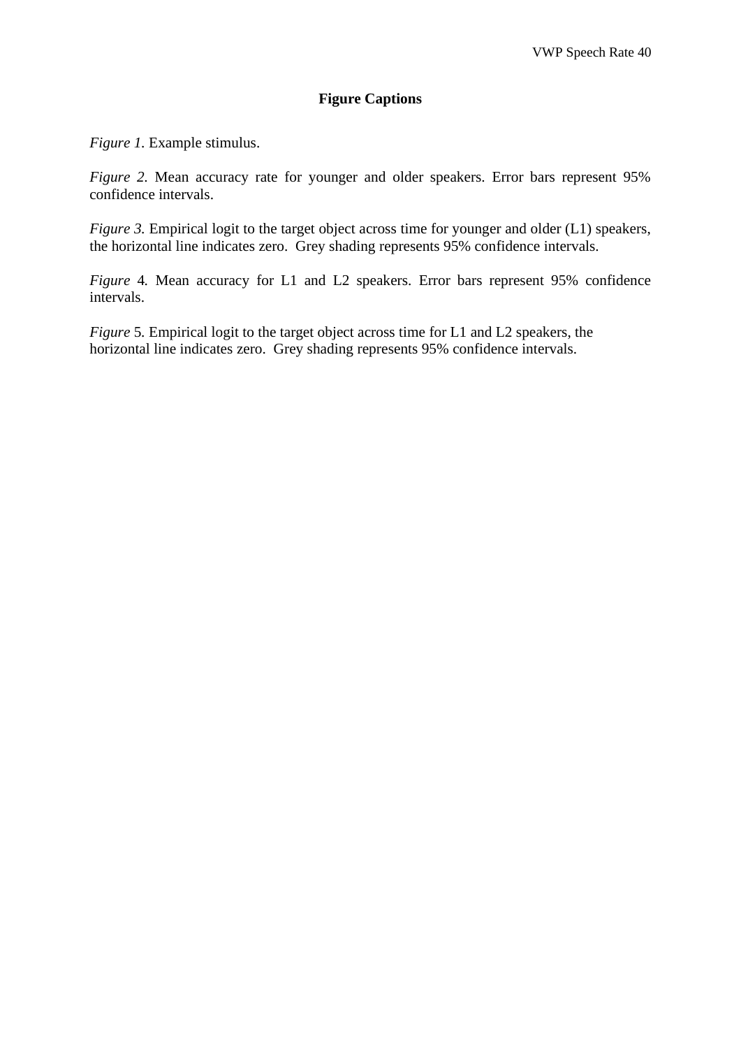# Figure Captions

*Figure 1*. Example stimulus.

*Figure 2*. Mean accuracy rate for younger and older speakers. Error bars represent 95% confidence intervals.

*Figure 3.* Empirical logit to the target object across time for younger and older (L1) speakers, the horizontal line indicates zero. Grey shading represents 95% confidence intervals.

*Figure* 4*.* Mean accuracy for L1 and L2 speakers. Error bars represent 95% confidence intervals.

*Figure* 5*.* Empirical logit to the target object across time for L1 and L2 speakers, the horizontal line indicates zero. Grey shading represents 95% confidence intervals.